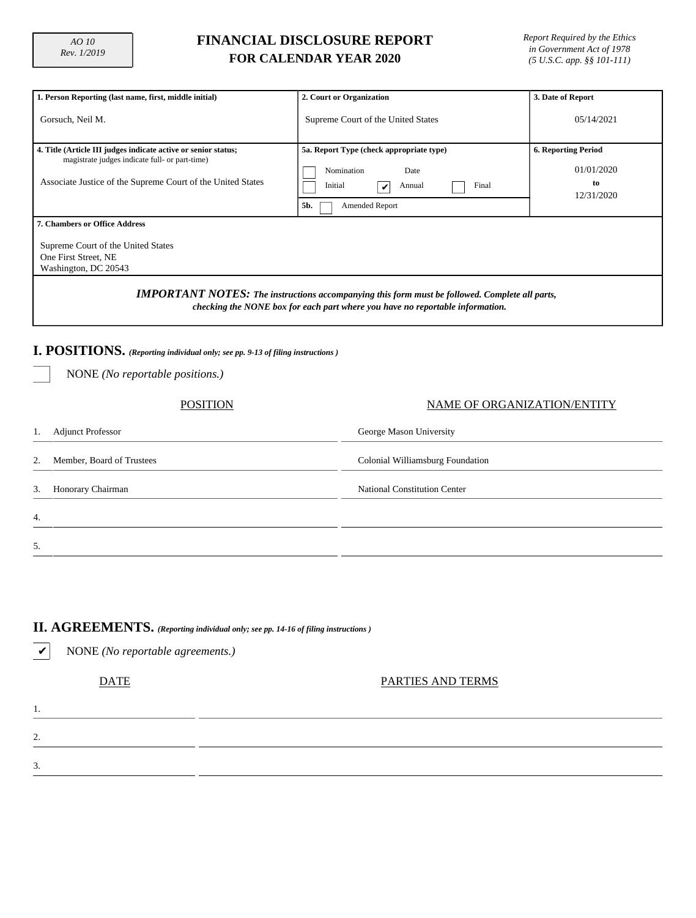AO 10
Rev. 1/2019

# FINANCIAL DISCLOSURE REPORT
## FOR CALENDAR YEAR 2020

*Report Required by the Ethics in Government Act of 1978 (5 U.S.C. app. §§ 101-111)*

| **1. Person Reporting (last name, first, middle initial)** | **2. Court or Organization** | **3. Date of Report** |
|---|---|---|
| Gorsuch, Neil M. | Supreme Court of the United States | 05/14/2021 |
| **4. Title (Article III judges indicate active or senior status; magistrate judges indicate full- or part-time)** | **5a. Report Type (check appropriate type)** | **6. Reporting Period** |
| Associate Justice of the Supreme Court of the United States | ☐ Nomination Date<br>☐ Initial ☑ Annual ☐ Final<br>**5b.** ☐ Amended Report | 01/01/2020 to 12/31/2020 |

**7. Chambers or Office Address**

Supreme Court of the United States
One First Street, NE
Washington, DC 20543

***IMPORTANT NOTES:*** ***The instructions accompanying this form must be followed. Complete all parts, checking the NONE box for each part where you have no reportable information.***

## I. POSITIONS. *(Reporting individual only; see pp. 9-13 of filing instructions )*

☐ NONE *(No reportable positions.)*

| | POSITION | NAME OF ORGANIZATION/ENTITY |
|---|---|---|
| 1. | Adjunct Professor | George Mason University |
| 2. | Member, Board of Trustees | Colonial Williamsburg Foundation |
| 3. | Honorary Chairman | National Constitution Center |
| 4. | | |
| 5. | | |

## II. AGREEMENTS. *(Reporting individual only; see pp. 14-16 of filing instructions )*

☑ NONE *(No reportable agreements.)*

| | DATE | PARTIES AND TERMS |
|---|---|---|
| 1. | | |
| 2. | | |
| 3. | | |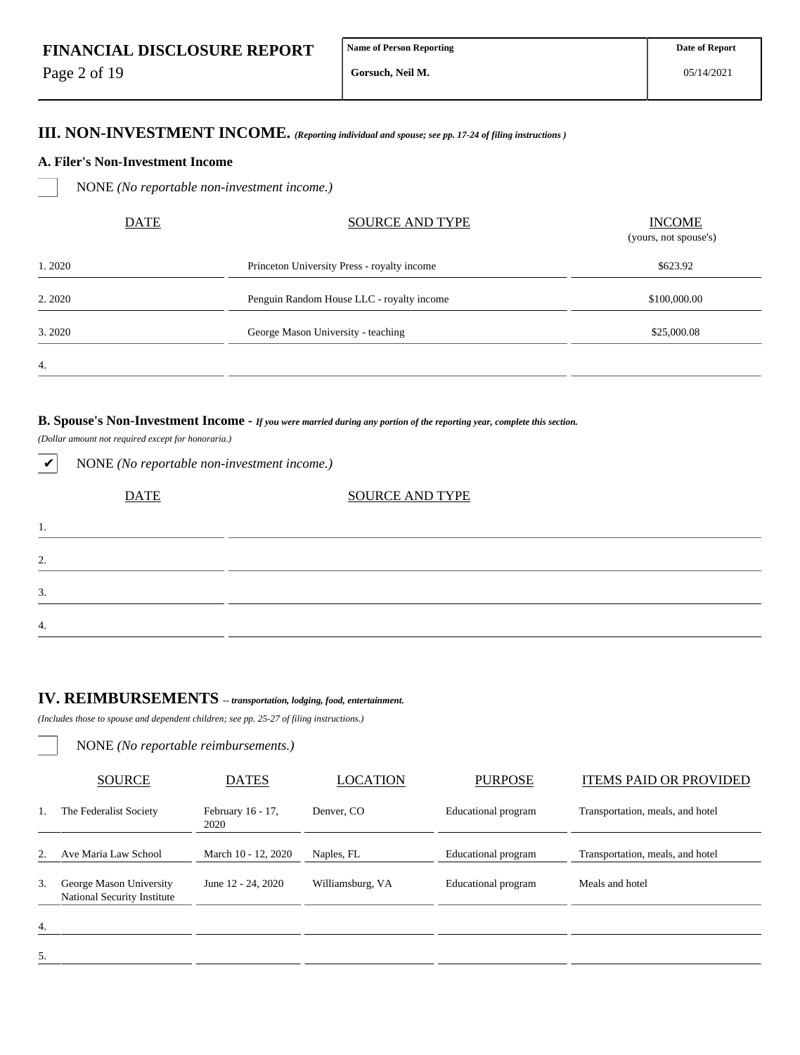**FINANCIAL DISCLOSURE REPORT**

| Name of Person Reporting | Date of Report |
| --- | --- |
| Gorsuch, Neil M. | 05/14/2021 |

## III. NON-INVESTMENT INCOME. *(Reporting individual and spouse; see pp. 17-24 of filing instructions )*

### A. Filer's Non-Investment Income

☐ NONE *(No reportable non-investment income.)*

| | DATE | SOURCE AND TYPE | INCOME (yours, not spouse's) |
| --- | --- | --- | --- |
| 1. | 2020 | Princeton University Press - royalty income | $623.92 |
| 2. | 2020 | Penguin Random House LLC - royalty income | $100,000.00 |
| 3. | 2020 | George Mason University - teaching | $25,000.08 |
| 4. | | | |

### B. Spouse's Non-Investment Income - *If you were married during any portion of the reporting year, complete this section.*

*(Dollar amount not required except for honoraria.)*

☑ NONE *(No reportable non-investment income.)*

| | DATE | SOURCE AND TYPE |
| --- | --- | --- |
| 1. | | |
| 2. | | |
| 3. | | |
| 4. | | |

## IV. REIMBURSEMENTS -- *transportation, lodging, food, entertainment.*

*(Includes those to spouse and dependent children; see pp. 25-27 of filing instructions.)*

☐ NONE *(No reportable reimbursements.)*

| | SOURCE | DATES | LOCATION | PURPOSE | ITEMS PAID OR PROVIDED |
| --- | --- | --- | --- | --- | --- |
| 1. | The Federalist Society | February 16 - 17, 2020 | Denver, CO | Educational program | Transportation, meals, and hotel |
| 2. | Ave Maria Law School | March 10 - 12, 2020 | Naples, FL | Educational program | Transportation, meals, and hotel |
| 3. | George Mason University National Security Institute | June 12 - 24, 2020 | Williamsburg, VA | Educational program | Meals and hotel |
| 4. | | | | | |
| 5. | | | | | |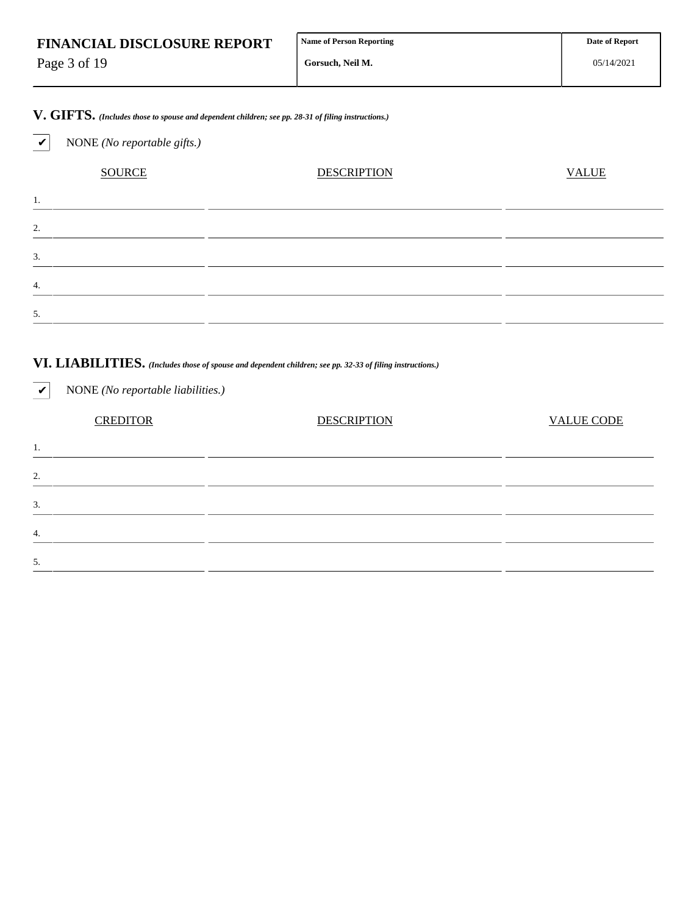**FINANCIAL DISCLOSURE REPORT**

| Name of Person Reporting | Date of Report |
| --- | --- |
| Gorsuch, Neil M. | 05/14/2021 |

## V. GIFTS. *(Includes those to spouse and dependent children; see pp. 28-31 of filing instructions.)*

☑ NONE *(No reportable gifts.)*

| | SOURCE | DESCRIPTION | VALUE |
| --- | --- | --- | --- |
| 1. | | | |
| 2. | | | |
| 3. | | | |
| 4. | | | |
| 5. | | | |

## VI. LIABILITIES. *(Includes those of spouse and dependent children; see pp. 32-33 of filing instructions.)*

☑ NONE *(No reportable liabilities.)*

| | CREDITOR | DESCRIPTION | VALUE CODE |
| --- | --- | --- | --- |
| 1. | | | |
| 2. | | | |
| 3. | | | |
| 4. | | | |
| 5. | | | |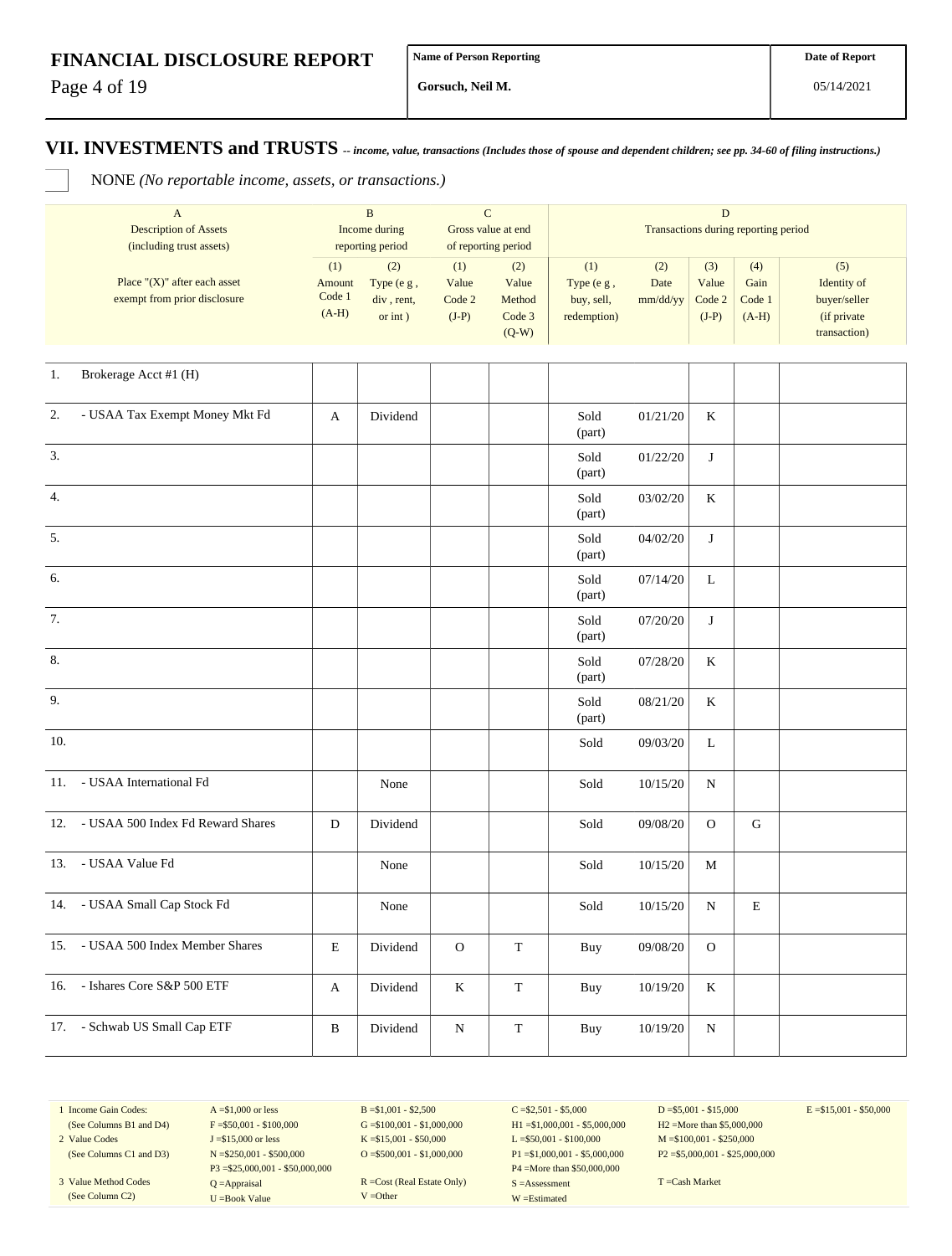**FINANCIAL DISCLOSURE REPORT**

| Name of Person Reporting | Date of Report |
|---|---|
| Gorsuch, Neil M. | 05/14/2021 |

## VII. INVESTMENTS and TRUSTS -- *income, value, transactions (Includes those of spouse and dependent children; see pp. 34-60 of filing instructions.)*

☐ NONE *(No reportable income, assets, or transactions.)*

| A Description of Assets (including trust assets) | B Income during reporting period | | C Gross value at end of reporting period | | D Transactions during reporting period | | | | |
|---|---|---|---|---|---|---|---|---|---|
| Place "(X)" after each asset exempt from prior disclosure | (1) Amount Code 1 (A-H) | (2) Type (e.g., div., rent, or int.) | (1) Value Code 2 (J-P) | (2) Value Method Code 3 (Q-W) | (1) Type (e.g., buy, sell, redemption) | (2) Date mm/dd/yy | (3) Value Code 2 (J-P) | (4) Gain Code 1 (A-H) | (5) Identity of buyer/seller (if private transaction) |
| 1. Brokerage Acct #1 (H) | | | | | | | | | |
| 2. - USAA Tax Exempt Money Mkt Fd | A | Dividend | | | Sold (part) | 01/21/20 | K | | |
| 3. | | | | | Sold (part) | 01/22/20 | J | | |
| 4. | | | | | Sold (part) | 03/02/20 | K | | |
| 5. | | | | | Sold (part) | 04/02/20 | J | | |
| 6. | | | | | Sold (part) | 07/14/20 | L | | |
| 7. | | | | | Sold (part) | 07/20/20 | J | | |
| 8. | | | | | Sold (part) | 07/28/20 | K | | |
| 9. | | | | | Sold (part) | 08/21/20 | K | | |
| 10. | | | | | Sold | 09/03/20 | L | | |
| 11. - USAA International Fd | | None | | | Sold | 10/15/20 | N | | |
| 12. - USAA 500 Index Fd Reward Shares | D | Dividend | | | Sold | 09/08/20 | O | G | |
| 13. - USAA Value Fd | | None | | | Sold | 10/15/20 | M | | |
| 14. - USAA Small Cap Stock Fd | | None | | | Sold | 10/15/20 | N | E | |
| 15. - USAA 500 Index Member Shares | E | Dividend | O | T | Buy | 09/08/20 | O | | |
| 16. - Ishares Core S&P 500 ETF | A | Dividend | K | T | Buy | 10/19/20 | K | | |
| 17. - Schwab US Small Cap ETF | B | Dividend | N | T | Buy | 10/19/20 | N | | |

| | | | | | |
|---|---|---|---|---|---|
| 1 Income Gain Codes: (See Columns B1 and D4) | A =$1,000 or less<br>F =$50,001 - $100,000 | B =$1,001 - $2,500<br>G =$100,001 - $1,000,000 | C =$2,501 - $5,000<br>H1 =$1,000,001 - $5,000,000 | D =$5,001 - $15,000<br>H2 =More than $5,000,000 | E =$15,001 - $50,000 |
| 2 Value Codes (See Columns C1 and D3) | J =$15,000 or less<br>N =$250,001 - $500,000<br>P3 =$25,000,001 - $50,000,000 | K =$15,001 - $50,000<br>O =$500,001 - $1,000,000 | L =$50,001 - $100,000<br>P1 =$1,000,001 - $5,000,000<br>P4 =More than $50,000,000 | M =$100,001 - $250,000<br>P2 =$5,000,001 - $25,000,000 | |
| 3 Value Method Codes (See Column C2) | Q =Appraisal<br>U =Book Value | R =Cost (Real Estate Only)<br>V =Other | S =Assessment<br>W =Estimated | T =Cash Market | |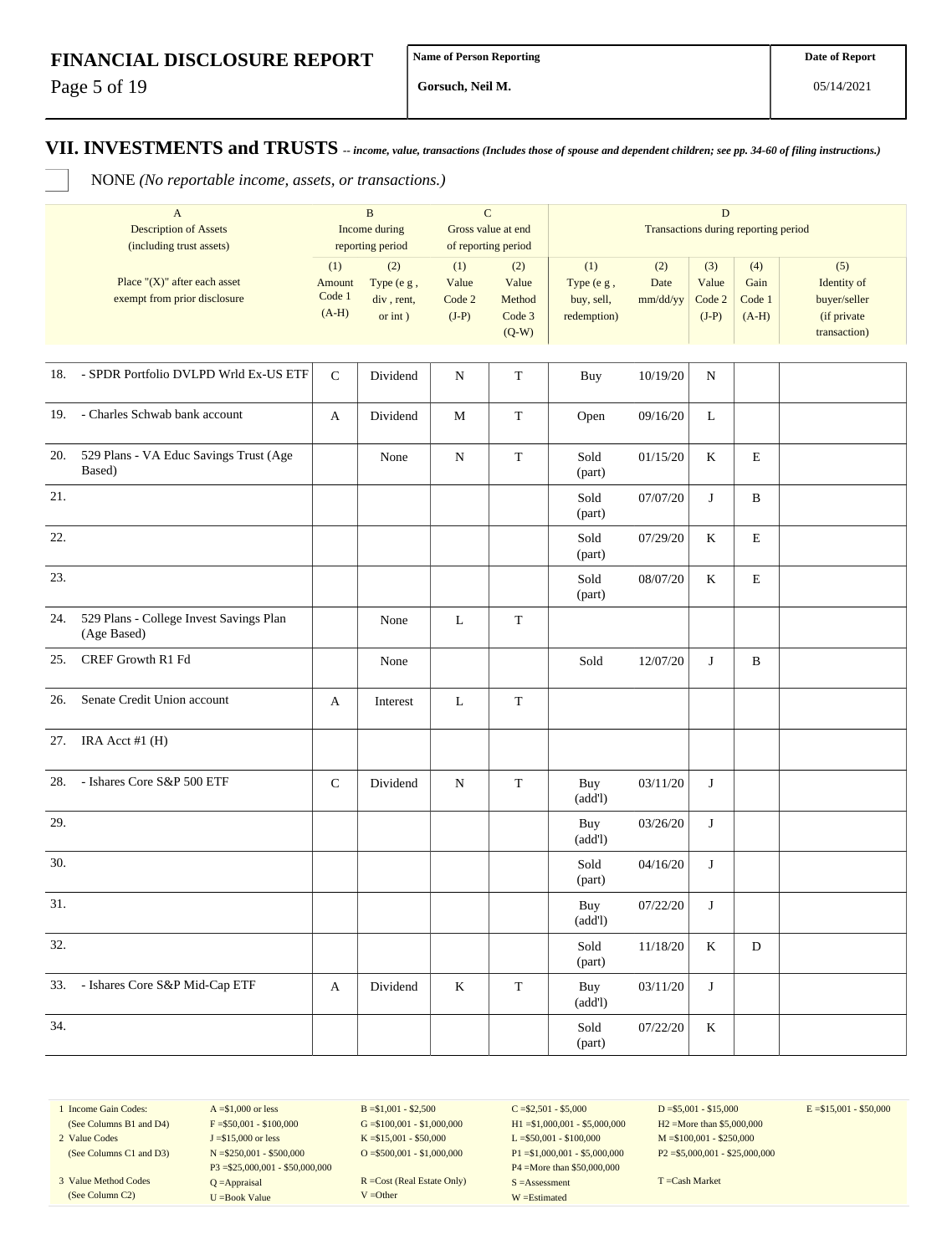# FINANCIAL DISCLOSURE REPORT

| Name of Person Reporting | Date of Report |
|---|---|
| Gorsuch, Neil M. | 05/14/2021 |

## VII. INVESTMENTS and TRUSTS *-- income, value, transactions (Includes those of spouse and dependent children; see pp. 34-60 of filing instructions.)*

☐ NONE *(No reportable income, assets, or transactions.)*

| | A<br>Description of Assets<br>(including trust assets) | B<br>Income during<br>reporting period | | C<br>Gross value at end<br>of reporting period | | D<br>Transactions during reporting period | | | | |
|---|---|---|---|---|---|---|---|---|---|---|
| | Place "(X)" after each asset exempt from prior disclosure | (1)<br>Amount<br>Code 1<br>(A-H) | (2)<br>Type (e g ,<br>div , rent,<br>or int ) | (1)<br>Value<br>Code 2<br>(J-P) | (2)<br>Value<br>Method<br>Code 3<br>(Q-W) | (1)<br>Type (e g ,<br>buy, sell,<br>redemption) | (2)<br>Date<br>mm/dd/yy | (3)<br>Value<br>Code 2<br>(J-P) | (4)<br>Gain<br>Code 1<br>(A-H) | (5)<br>Identity of<br>buyer/seller<br>(if private<br>transaction) |
| 18. | - SPDR Portfolio DVLPD Wrld Ex-US ETF | C | Dividend | N | T | Buy | 10/19/20 | N | | |
| 19. | - Charles Schwab bank account | A | Dividend | M | T | Open | 09/16/20 | L | | |
| 20. | 529 Plans - VA Educ Savings Trust (Age Based) | | None | N | T | Sold (part) | 01/15/20 | K | E | |
| 21. | | | | | | Sold (part) | 07/07/20 | J | B | |
| 22. | | | | | | Sold (part) | 07/29/20 | K | E | |
| 23. | | | | | | Sold (part) | 08/07/20 | K | E | |
| 24. | 529 Plans - College Invest Savings Plan (Age Based) | | None | L | T | | | | | |
| 25. | CREF Growth R1 Fd | | None | | | Sold | 12/07/20 | J | B | |
| 26. | Senate Credit Union account | A | Interest | L | T | | | | | |
| 27. | IRA Acct #1 (H) | | | | | | | | | |
| 28. | - Ishares Core S&P 500 ETF | C | Dividend | N | T | Buy (add'l) | 03/11/20 | J | | |
| 29. | | | | | | Buy (add'l) | 03/26/20 | J | | |
| 30. | | | | | | Sold (part) | 04/16/20 | J | | |
| 31. | | | | | | Buy (add'l) | 07/22/20 | J | | |
| 32. | | | | | | Sold (part) | 11/18/20 | K | D | |
| 33. | - Ishares Core S&P Mid-Cap ETF | A | Dividend | K | T | Buy (add'l) | 03/11/20 | J | | |
| 34. | | | | | | Sold (part) | 07/22/20 | K | | |

| | | | | | |
|---|---|---|---|---|---|
| 1 Income Gain Codes: (See Columns B1 and D4) | A =$1,000 or less<br>F =$50,001 - $100,000 | B =$1,001 - $2,500<br>G =$100,001 - $1,000,000 | C =$2,501 - $5,000<br>H1 =$1,000,001 - $5,000,000 | D =$5,001 - $15,000<br>H2 =More than $5,000,000 | E =$15,001 - $50,000 |
| 2 Value Codes (See Columns C1 and D3) | J =$15,000 or less<br>N =$250,001 - $500,000<br>P3 =$25,000,001 - $50,000,000 | K =$15,001 - $50,000<br>O =$500,001 - $1,000,000 | L =$50,001 - $100,000<br>P1 =$1,000,001 - $5,000,000<br>P4 =More than $50,000,000 | M =$100,001 - $250,000<br>P2 =$5,000,001 - $25,000,000 | |
| 3 Value Method Codes (See Column C2) | Q =Appraisal<br>U =Book Value | R =Cost (Real Estate Only)<br>V =Other | S =Assessment<br>W =Estimated | T =Cash Market | |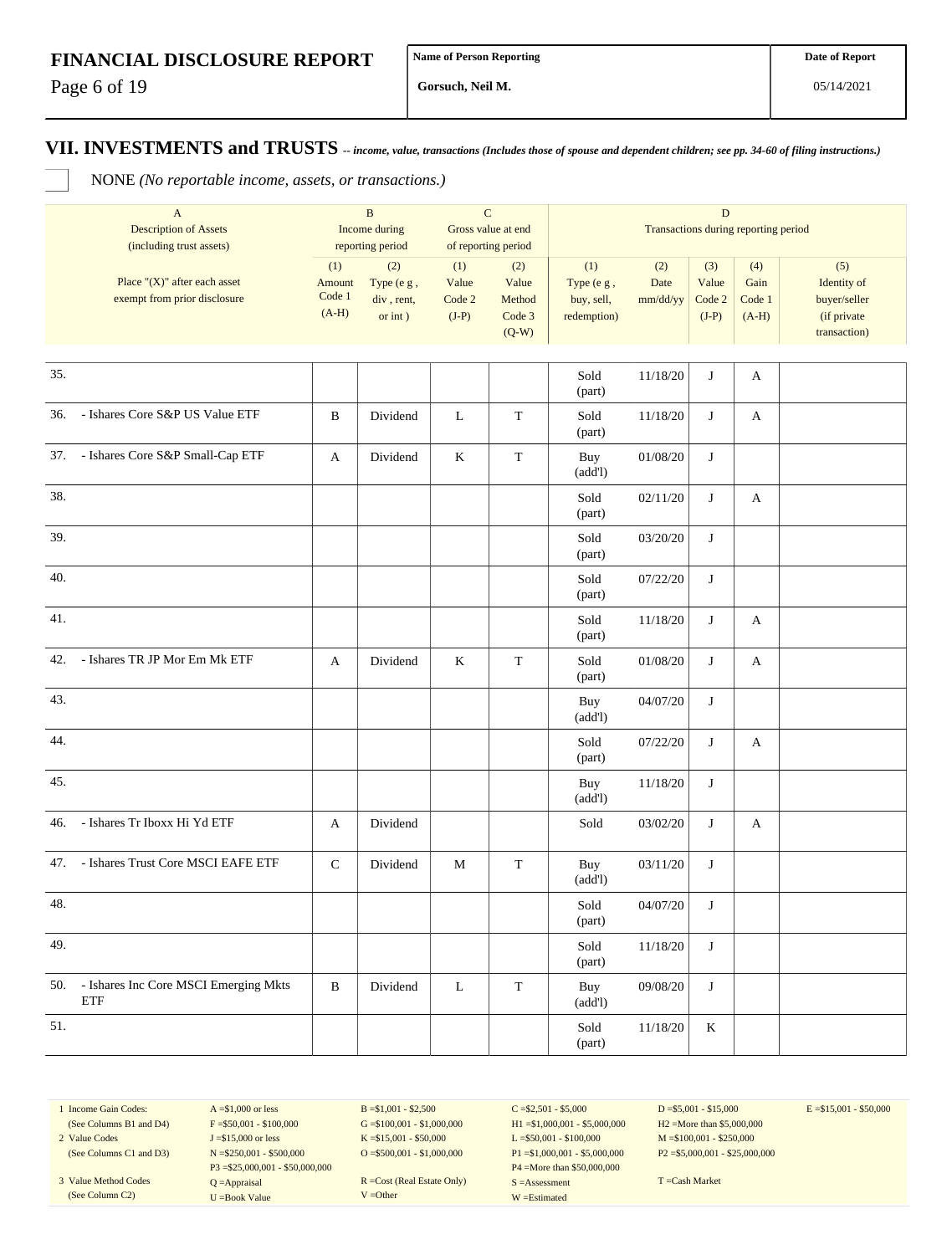# FINANCIAL DISCLOSURE REPORT

| Name of Person Reporting | Date of Report |
|---|---|
| Gorsuch, Neil M. | 05/14/2021 |

## VII. INVESTMENTS and TRUSTS -- *income, value, transactions (Includes those of spouse and dependent children; see pp. 34-60 of filing instructions.)*

☐ NONE *(No reportable income, assets, or transactions.)*

| A Description of Assets (including trust assets) | B Income during reporting period | | C Gross value at end of reporting period | | D Transactions during reporting period | | | | |
|---|---|---|---|---|---|---|---|---|---|
| Place "(X)" after each asset exempt from prior disclosure | (1) Amount Code 1 (A-H) | (2) Type (e g , div , rent, or int ) | (1) Value Code 2 (J-P) | (2) Value Method Code 3 (Q-W) | (1) Type (e g , buy, sell, redemption) | (2) Date mm/dd/yy | (3) Value Code 2 (J-P) | (4) Gain Code 1 (A-H) | (5) Identity of buyer/seller (if private transaction) |
| 35. | | | | | Sold (part) | 11/18/20 | J | A | |
| 36. - Ishares Core S&P US Value ETF | B | Dividend | L | T | Sold (part) | 11/18/20 | J | A | |
| 37. - Ishares Core S&P Small-Cap ETF | A | Dividend | K | T | Buy (add'l) | 01/08/20 | J | | |
| 38. | | | | | Sold (part) | 02/11/20 | J | A | |
| 39. | | | | | Sold (part) | 03/20/20 | J | | |
| 40. | | | | | Sold (part) | 07/22/20 | J | | |
| 41. | | | | | Sold (part) | 11/18/20 | J | A | |
| 42. - Ishares TR JP Mor Em Mk ETF | A | Dividend | K | T | Sold (part) | 01/08/20 | J | A | |
| 43. | | | | | Buy (add'l) | 04/07/20 | J | | |
| 44. | | | | | Sold (part) | 07/22/20 | J | A | |
| 45. | | | | | Buy (add'l) | 11/18/20 | J | | |
| 46. - Ishares Tr Iboxx Hi Yd ETF | A | Dividend | | | Sold | 03/02/20 | J | A | |
| 47. - Ishares Trust Core MSCI EAFE ETF | C | Dividend | M | T | Buy (add'l) | 03/11/20 | J | | |
| 48. | | | | | Sold (part) | 04/07/20 | J | | |
| 49. | | | | | Sold (part) | 11/18/20 | J | | |
| 50. - Ishares Inc Core MSCI Emerging Mkts ETF | B | Dividend | L | T | Buy (add'l) | 09/08/20 | J | | |
| 51. | | | | | Sold (part) | 11/18/20 | K | | |

1 Income Gain Codes: (See Columns B1 and D4) — A =$1,000 or less; B =$1,001 - $2,500; C =$2,501 - $5,000; D =$5,001 - $15,000; E =$15,001 - $50,000; F =$50,001 - $100,000; G =$100,001 - $1,000,000; H1 =$1,000,001 - $5,000,000; H2 =More than $5,000,000

2 Value Codes (See Columns C1 and D3) — J =$15,000 or less; K =$15,001 - $50,000; L =$50,001 - $100,000; M =$100,001 - $250,000; N =$250,001 - $500,000; O =$500,001 - $1,000,000; P1 =$1,000,001 - $5,000,000; P2 =$5,000,001 - $25,000,000; P3 =$25,000,001 - $50,000,000; P4 =More than $50,000,000

3 Value Method Codes (See Column C2) — Q =Appraisal; R =Cost (Real Estate Only); S =Assessment; T =Cash Market; U =Book Value; V =Other; W =Estimated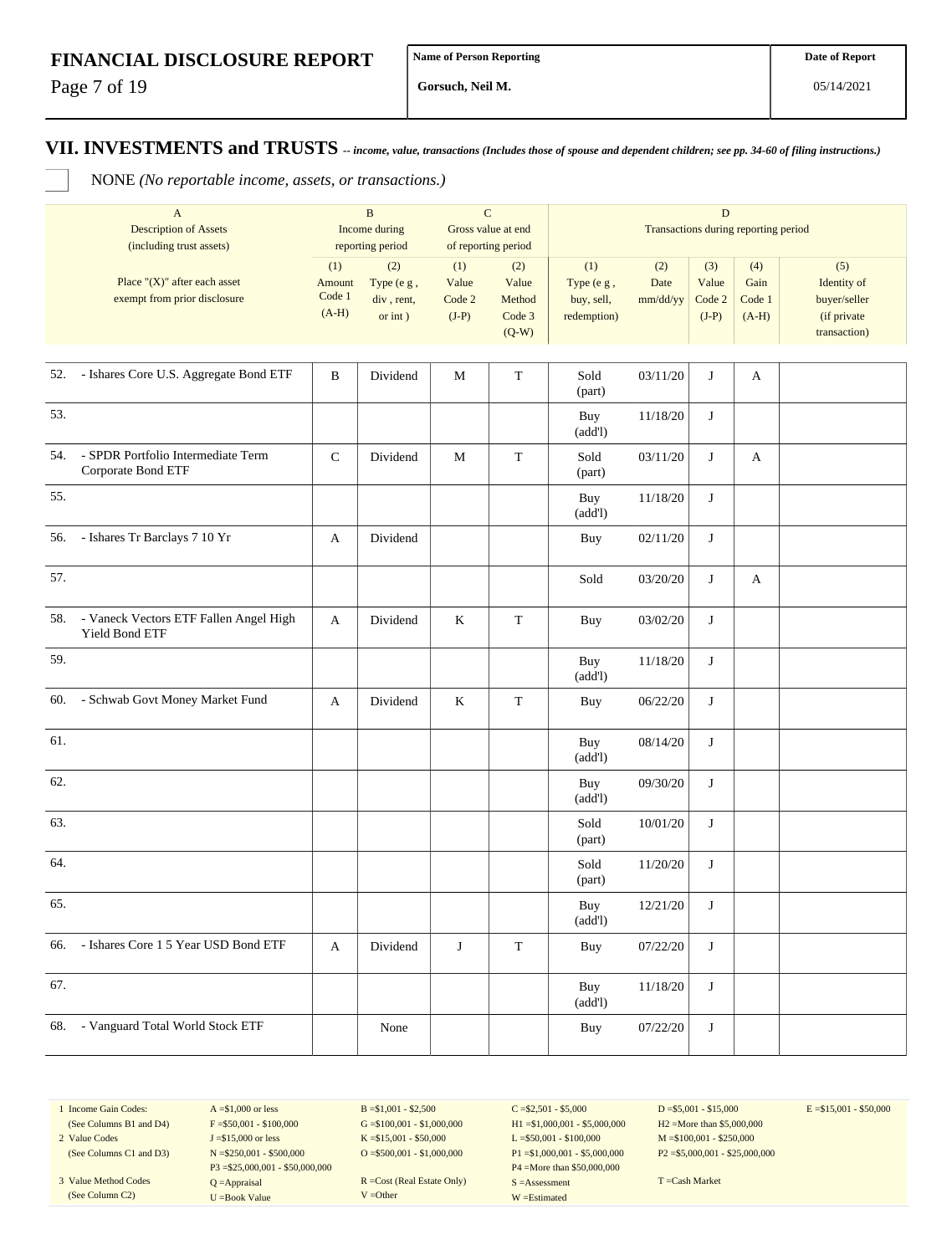## VII. INVESTMENTS and TRUSTS *-- income, value, transactions (Includes those of spouse and dependent children; see pp. 34-60 of filing instructions.)*

NONE *(No reportable income, assets, or transactions.)*

| | A<br>Description of Assets<br>(including trust assets) | B<br>Income during<br>reporting period | | C<br>Gross value at end<br>of reporting period | | D<br>Transactions during reporting period | | | | |
|---|---|---|---|---|---|---|---|---|---|---|
| | Place "(X)" after each asset exempt from prior disclosure | (1)<br>Amount<br>Code 1<br>(A-H) | (2)<br>Type (e g ,<br>div , rent,<br>or int ) | (1)<br>Value<br>Code 2<br>(J-P) | (2)<br>Value<br>Method<br>Code 3<br>(Q-W) | (1)<br>Type (e g ,<br>buy, sell,<br>redemption) | (2)<br>Date<br>mm/dd/yy | (3)<br>Value<br>Code 2<br>(J-P) | (4)<br>Gain<br>Code 1<br>(A-H) | (5)<br>Identity of<br>buyer/seller<br>(if private<br>transaction) |
| 52. | - Ishares Core U.S. Aggregate Bond ETF | B | Dividend | M | T | Sold (part) | 03/11/20 | J | A | |
| 53. | | | | | | Buy (add'l) | 11/18/20 | J | | |
| 54. | - SPDR Portfolio Intermediate Term Corporate Bond ETF | C | Dividend | M | T | Sold (part) | 03/11/20 | J | A | |
| 55. | | | | | | Buy (add'l) | 11/18/20 | J | | |
| 56. | - Ishares Tr Barclays 7 10 Yr | A | Dividend | | | Buy | 02/11/20 | J | | |
| 57. | | | | | | Sold | 03/20/20 | J | A | |
| 58. | - Vaneck Vectors ETF Fallen Angel High Yield Bond ETF | A | Dividend | K | T | Buy | 03/02/20 | J | | |
| 59. | | | | | | Buy (add'l) | 11/18/20 | J | | |
| 60. | - Schwab Govt Money Market Fund | A | Dividend | K | T | Buy | 06/22/20 | J | | |
| 61. | | | | | | Buy (add'l) | 08/14/20 | J | | |
| 62. | | | | | | Buy (add'l) | 09/30/20 | J | | |
| 63. | | | | | | Sold (part) | 10/01/20 | J | | |
| 64. | | | | | | Sold (part) | 11/20/20 | J | | |
| 65. | | | | | | Buy (add'l) | 12/21/20 | J | | |
| 66. | - Ishares Core 1 5 Year USD Bond ETF | A | Dividend | J | T | Buy | 07/22/20 | J | | |
| 67. | | | | | | Buy (add'l) | 11/18/20 | J | | |
| 68. | - Vanguard Total World Stock ETF | | None | | | Buy | 07/22/20 | J | | |

| | | | | | |
|---|---|---|---|---|---|
| 1 Income Gain Codes: (See Columns B1 and D4) | A =$1,000 or less<br>F =$50,001 - $100,000 | B =$1,001 - $2,500<br>G =$100,001 - $1,000,000 | C =$2,501 - $5,000<br>H1 =$1,000,001 - $5,000,000 | D =$5,001 - $15,000<br>H2 =More than $5,000,000 | E =$15,001 - $50,000 |
| 2 Value Codes (See Columns C1 and D3) | J =$15,000 or less<br>N =$250,001 - $500,000<br>P3 =$25,000,001 - $50,000,000 | K =$15,001 - $50,000<br>O =$500,001 - $1,000,000 | L =$50,001 - $100,000<br>P1 =$1,000,001 - $5,000,000<br>P4 =More than $50,000,000 | M =$100,001 - $250,000<br>P2 =$5,000,001 - $25,000,000 | |
| 3 Value Method Codes (See Column C2) | Q =Appraisal<br>U =Book Value | R =Cost (Real Estate Only)<br>V =Other | S =Assessment<br>W =Estimated | T =Cash Market | |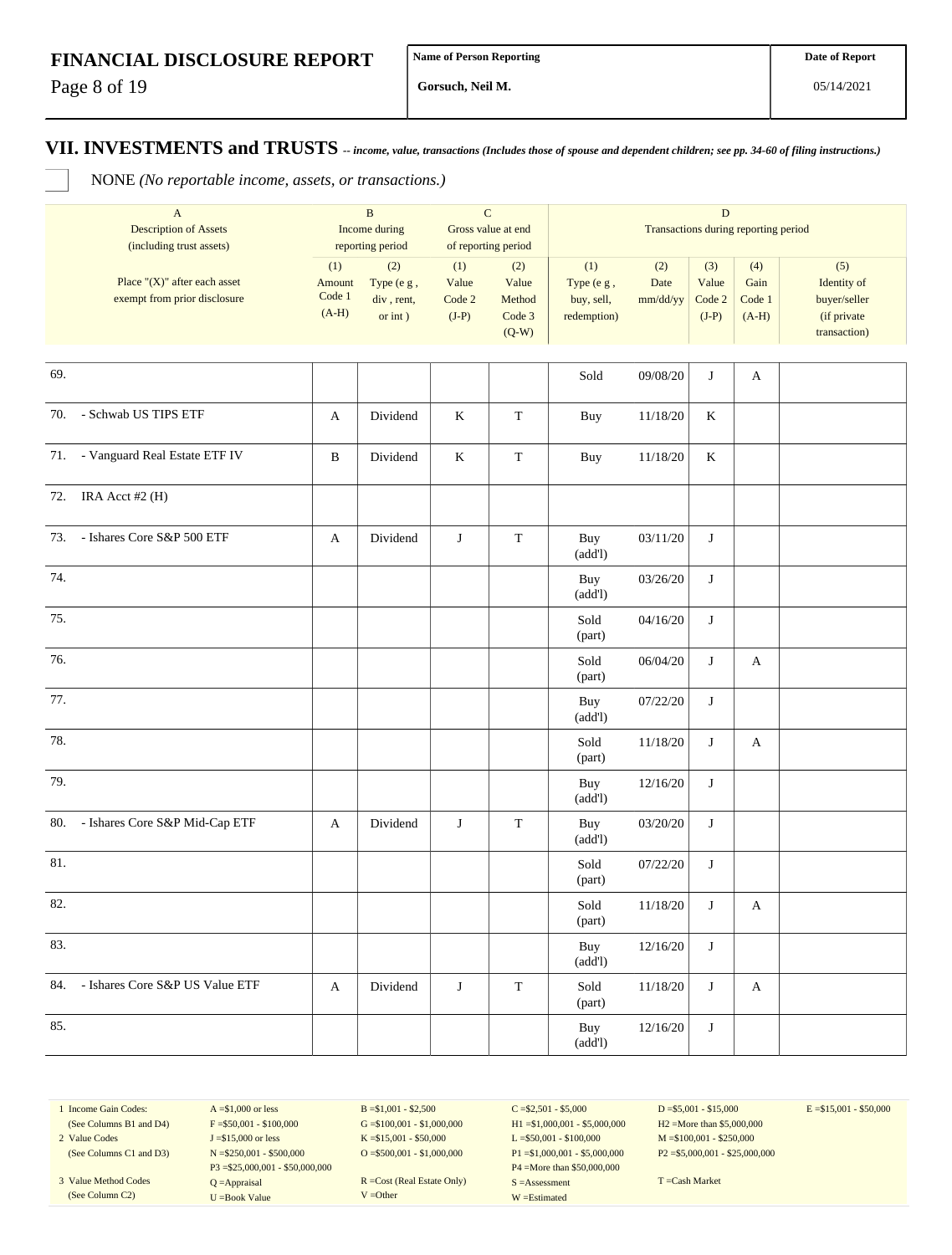**FINANCIAL DISCLOSURE REPORT**

| Name of Person Reporting | Date of Report |
|---|---|
| Gorsuch, Neil M. | 05/14/2021 |

## VII. INVESTMENTS and TRUSTS -- *income, value, transactions (Includes those of spouse and dependent children; see pp. 34-60 of filing instructions.)*

☐ NONE *(No reportable income, assets, or transactions.)*

| A<br>Description of Assets<br>(including trust assets) | B<br>Income during<br>reporting period | | C<br>Gross value at end<br>of reporting period | | D<br>Transactions during reporting period | | | | |
|---|---|---|---|---|---|---|---|---|---|
| Place "(X)" after each asset exempt from prior disclosure | (1)<br>Amount<br>Code 1<br>(A-H) | (2)<br>Type (e g , div , rent, or int ) | (1)<br>Value<br>Code 2<br>(J-P) | (2)<br>Value<br>Method<br>Code 3<br>(Q-W) | (1)<br>Type (e g , buy, sell, redemption) | (2)<br>Date<br>mm/dd/yy | (3)<br>Value<br>Code 2<br>(J-P) | (4)<br>Gain<br>Code 1<br>(A-H) | (5)<br>Identity of buyer/seller (if private transaction) |
| 69. | | | | | Sold | 09/08/20 | J | A | |
| 70. - Schwab US TIPS ETF | A | Dividend | K | T | Buy | 11/18/20 | K | | |
| 71. - Vanguard Real Estate ETF IV | B | Dividend | K | T | Buy | 11/18/20 | K | | |
| 72. IRA Acct #2 (H) | | | | | | | | | |
| 73. - Ishares Core S&P 500 ETF | A | Dividend | J | T | Buy (add'l) | 03/11/20 | J | | |
| 74. | | | | | Buy (add'l) | 03/26/20 | J | | |
| 75. | | | | | Sold (part) | 04/16/20 | J | | |
| 76. | | | | | Sold (part) | 06/04/20 | J | A | |
| 77. | | | | | Buy (add'l) | 07/22/20 | J | | |
| 78. | | | | | Sold (part) | 11/18/20 | J | A | |
| 79. | | | | | Buy (add'l) | 12/16/20 | J | | |
| 80. - Ishares Core S&P Mid-Cap ETF | A | Dividend | J | T | Buy (add'l) | 03/20/20 | J | | |
| 81. | | | | | Sold (part) | 07/22/20 | J | | |
| 82. | | | | | Sold (part) | 11/18/20 | J | A | |
| 83. | | | | | Buy (add'l) | 12/16/20 | J | | |
| 84. - Ishares Core S&P US Value ETF | A | Dividend | J | T | Sold (part) | 11/18/20 | J | A | |
| 85. | | | | | Buy (add'l) | 12/16/20 | J | | |

| | | | | | |
|---|---|---|---|---|---|
| 1 Income Gain Codes: (See Columns B1 and D4) | A =$1,000 or less<br>F =$50,001 - $100,000 | B =$1,001 - $2,500<br>G =$100,001 - $1,000,000 | C =$2,501 - $5,000<br>H1 =$1,000,001 - $5,000,000 | D =$5,001 - $15,000<br>H2 =More than $5,000,000 | E =$15,001 - $50,000 |
| 2 Value Codes (See Columns C1 and D3) | J =$15,000 or less<br>N =$250,001 - $500,000<br>P3 =$25,000,001 - $50,000,000 | K =$15,001 - $50,000<br>O =$500,001 - $1,000,000 | L =$50,001 - $100,000<br>P1 =$1,000,001 - $5,000,000<br>P4 =More than $50,000,000 | M =$100,001 - $250,000<br>P2 =$5,000,001 - $25,000,000 | |
| 3 Value Method Codes (See Column C2) | Q =Appraisal<br>U =Book Value | R =Cost (Real Estate Only)<br>V =Other | S =Assessment<br>W =Estimated | T =Cash Market | |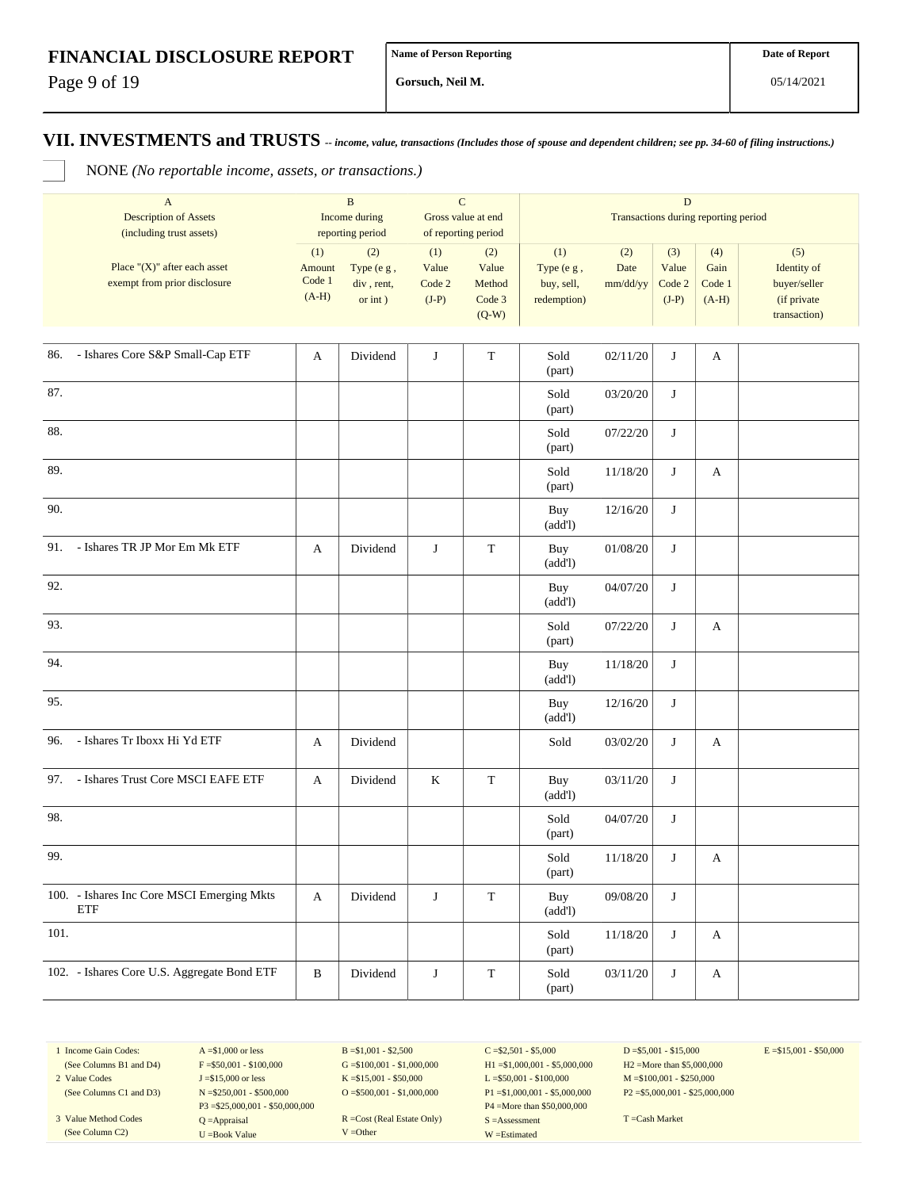# FINANCIAL DISCLOSURE REPORT

| Name of Person Reporting | Date of Report |
|---|---|
| Gorsuch, Neil M. | 05/14/2021 |

## VII. INVESTMENTS and TRUSTS *-- income, value, transactions (Includes those of spouse and dependent children; see pp. 34-60 of filing instructions.)*

☐ NONE *(No reportable income, assets, or transactions.)*

| A<br>Description of Assets<br>(including trust assets) | B<br>Income during<br>reporting period | | C<br>Gross value at end<br>of reporting period | | D<br>Transactions during reporting period | | | | |
|---|---|---|---|---|---|---|---|---|---|
| Place "(X)" after each asset exempt from prior disclosure | (1)<br>Amount<br>Code 1<br>(A-H) | (2)<br>Type (e g ,<br>div , rent,<br>or int ) | (1)<br>Value<br>Code 2<br>(J-P) | (2)<br>Value<br>Method<br>Code 3<br>(Q-W) | (1)<br>Type (e g ,<br>buy, sell,<br>redemption) | (2)<br>Date<br>mm/dd/yy | (3)<br>Value<br>Code 2<br>(J-P) | (4)<br>Gain<br>Code 1<br>(A-H) | (5)<br>Identity of<br>buyer/seller<br>(if private<br>transaction) |
| 86. - Ishares Core S&P Small-Cap ETF | A | Dividend | J | T | Sold (part) | 02/11/20 | J | A | |
| 87. | | | | | Sold (part) | 03/20/20 | J | | |
| 88. | | | | | Sold (part) | 07/22/20 | J | | |
| 89. | | | | | Sold (part) | 11/18/20 | J | A | |
| 90. | | | | | Buy (add'l) | 12/16/20 | J | | |
| 91. - Ishares TR JP Mor Em Mk ETF | A | Dividend | J | T | Buy (add'l) | 01/08/20 | J | | |
| 92. | | | | | Buy (add'l) | 04/07/20 | J | | |
| 93. | | | | | Sold (part) | 07/22/20 | J | A | |
| 94. | | | | | Buy (add'l) | 11/18/20 | J | | |
| 95. | | | | | Buy (add'l) | 12/16/20 | J | | |
| 96. - Ishares Tr Iboxx Hi Yd ETF | A | Dividend | | | Sold | 03/02/20 | J | A | |
| 97. - Ishares Trust Core MSCI EAFE ETF | A | Dividend | K | T | Buy (add'l) | 03/11/20 | J | | |
| 98. | | | | | Sold (part) | 04/07/20 | J | | |
| 99. | | | | | Sold (part) | 11/18/20 | J | A | |
| 100. - Ishares Inc Core MSCI Emerging Mkts ETF | A | Dividend | J | T | Buy (add'l) | 09/08/20 | J | | |
| 101. | | | | | Sold (part) | 11/18/20 | J | A | |
| 102. - Ishares Core U.S. Aggregate Bond ETF | B | Dividend | J | T | Sold (part) | 03/11/20 | J | A | |

| | | | | | |
|---|---|---|---|---|---|
| 1 Income Gain Codes:<br>(See Columns B1 and D4) | A =$1,000 or less<br>F =$50,001 - $100,000 | B =$1,001 - $2,500<br>G =$100,001 - $1,000,000 | C =$2,501 - $5,000<br>H1 =$1,000,001 - $5,000,000 | D =$5,001 - $15,000<br>H2 =More than $5,000,000 | E =$15,001 - $50,000 |
| 2 Value Codes<br>(See Columns C1 and D3) | J =$15,000 or less<br>N =$250,001 - $500,000<br>P3 =$25,000,001 - $50,000,000 | K =$15,001 - $50,000<br>O =$500,001 - $1,000,000 | L =$50,001 - $100,000<br>P1 =$1,000,001 - $5,000,000<br>P4 =More than $50,000,000 | M =$100,001 - $250,000<br>P2 =$5,000,001 - $25,000,000 | |
| 3 Value Method Codes<br>(See Column C2) | Q =Appraisal<br>U =Book Value | R =Cost (Real Estate Only)<br>V =Other | S =Assessment<br>W =Estimated | T =Cash Market | |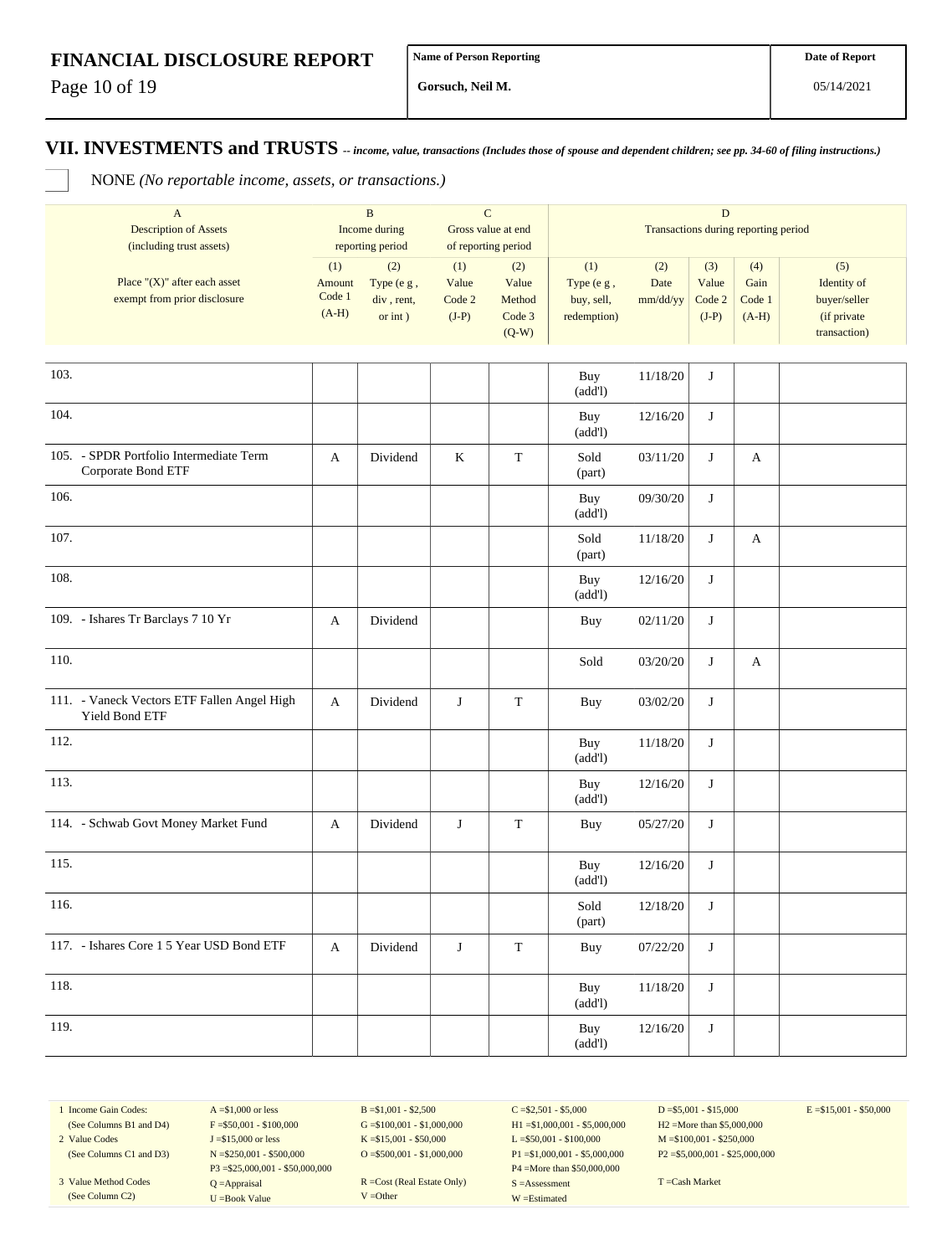# FINANCIAL DISCLOSURE REPORT

| Name of Person Reporting | Date of Report |
|---|---|
| Gorsuch, Neil M. | 05/14/2021 |

## VII. INVESTMENTS and TRUSTS *-- income, value, transactions (Includes those of spouse and dependent children; see pp. 34-60 of filing instructions.)*

NONE *(No reportable income, assets, or transactions.)*

| A Description of Assets (including trust assets) | B Income during reporting period | | C Gross value at end of reporting period | | D Transactions during reporting period | | | | |
|---|---|---|---|---|---|---|---|---|---|
| Place "(X)" after each asset exempt from prior disclosure | (1) Amount Code 1 (A-H) | (2) Type (e g , div , rent, or int ) | (1) Value Code 2 (J-P) | (2) Value Method Code 3 (Q-W) | (1) Type (e g , buy, sell, redemption) | (2) Date mm/dd/yy | (3) Value Code 2 (J-P) | (4) Gain Code 1 (A-H) | (5) Identity of buyer/seller (if private transaction) |
| 103. | | | | | Buy (add'l) | 11/18/20 | J | | |
| 104. | | | | | Buy (add'l) | 12/16/20 | J | | |
| 105. - SPDR Portfolio Intermediate Term Corporate Bond ETF | A | Dividend | K | T | Sold (part) | 03/11/20 | J | A | |
| 106. | | | | | Buy (add'l) | 09/30/20 | J | | |
| 107. | | | | | Sold (part) | 11/18/20 | J | A | |
| 108. | | | | | Buy (add'l) | 12/16/20 | J | | |
| 109. - Ishares Tr Barclays 7 10 Yr | A | Dividend | | | Buy | 02/11/20 | J | | |
| 110. | | | | | Sold | 03/20/20 | J | A | |
| 111. - Vaneck Vectors ETF Fallen Angel High Yield Bond ETF | A | Dividend | J | T | Buy | 03/02/20 | J | | |
| 112. | | | | | Buy (add'l) | 11/18/20 | J | | |
| 113. | | | | | Buy (add'l) | 12/16/20 | J | | |
| 114. - Schwab Govt Money Market Fund | A | Dividend | J | T | Buy | 05/27/20 | J | | |
| 115. | | | | | Buy (add'l) | 12/16/20 | J | | |
| 116. | | | | | Sold (part) | 12/18/20 | J | | |
| 117. - Ishares Core 1 5 Year USD Bond ETF | A | Dividend | J | T | Buy | 07/22/20 | J | | |
| 118. | | | | | Buy (add'l) | 11/18/20 | J | | |
| 119. | | | | | Buy (add'l) | 12/16/20 | J | | |

| | | | | | |
|---|---|---|---|---|---|
| 1 Income Gain Codes: (See Columns B1 and D4) | A =$1,000 or less<br>F =$50,001 - $100,000 | B =$1,001 - $2,500<br>G =$100,001 - $1,000,000 | C =$2,501 - $5,000<br>H1 =$1,000,001 - $5,000,000 | D =$5,001 - $15,000<br>H2 =More than $5,000,000 | E =$15,001 - $50,000 |
| 2 Value Codes (See Columns C1 and D3) | J =$15,000 or less<br>N =$250,001 - $500,000<br>P3 =$25,000,001 - $50,000,000 | K =$15,001 - $50,000<br>O =$500,001 - $1,000,000 | L =$50,001 - $100,000<br>P1 =$1,000,001 - $5,000,000<br>P4 =More than $50,000,000 | M =$100,001 - $250,000<br>P2 =$5,000,001 - $25,000,000 | |
| 3 Value Method Codes (See Column C2) | Q =Appraisal<br>U =Book Value | R =Cost (Real Estate Only)<br>V =Other | S =Assessment<br>W =Estimated | T =Cash Market | |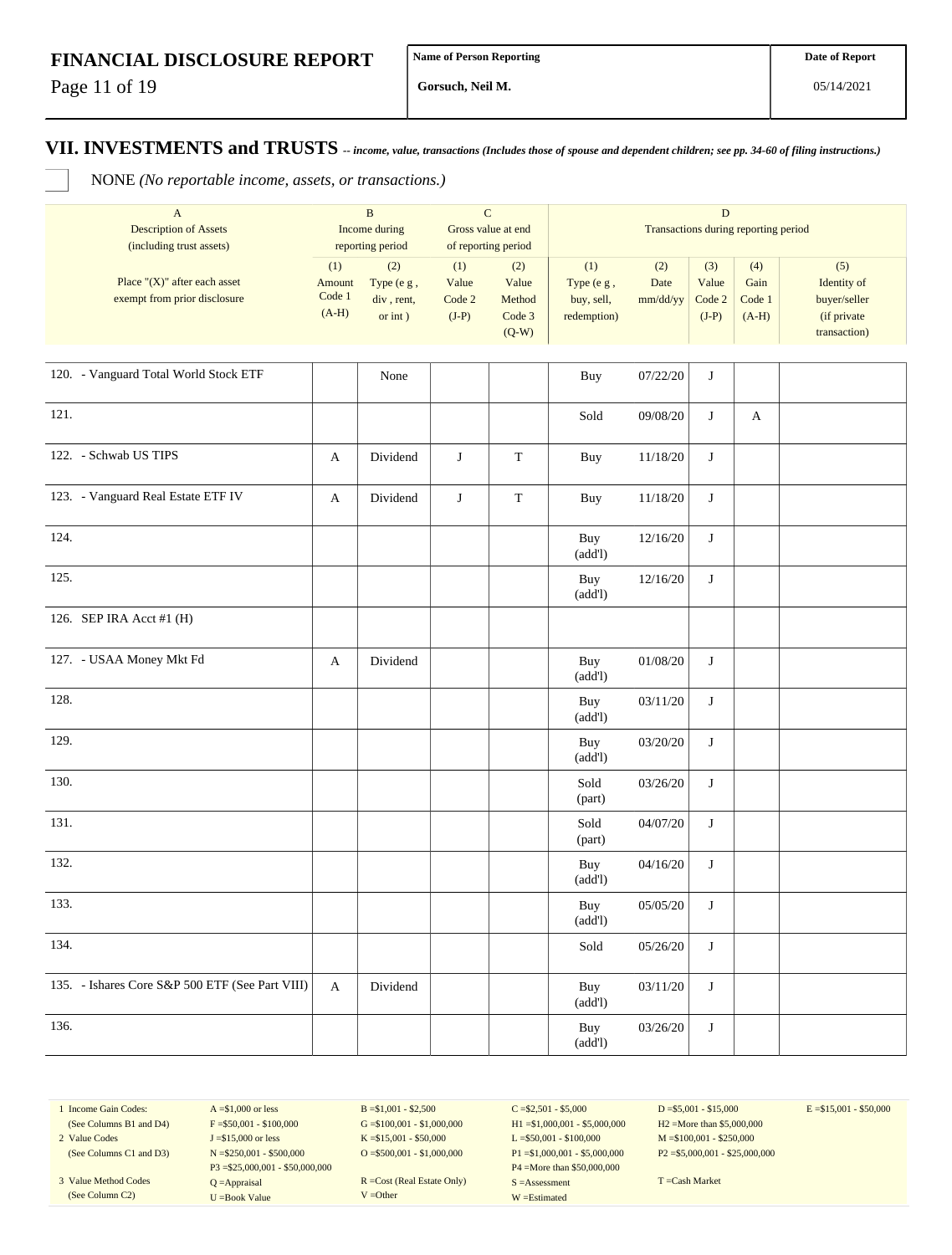# FINANCIAL DISCLOSURE REPORT

| Name of Person Reporting | Date of Report |
|---|---|
| Gorsuch, Neil M. | 05/14/2021 |

## VII. INVESTMENTS and TRUSTS -- *income, value, transactions (Includes those of spouse and dependent children; see pp. 34-60 of filing instructions.)*

☐ NONE *(No reportable income, assets, or transactions.)*

| A<br>Description of Assets<br>(including trust assets) | B<br>Income during<br>reporting period | | C<br>Gross value at end<br>of reporting period | | D<br>Transactions during reporting period | | | | |
|---|---|---|---|---|---|---|---|---|---|
| Place "(X)" after each asset exempt from prior disclosure | (1)<br>Amount<br>Code 1<br>(A-H) | (2)<br>Type (e g ,<br>div , rent,<br>or int ) | (1)<br>Value<br>Code 2<br>(J-P) | (2)<br>Value<br>Method<br>Code 3<br>(Q-W) | (1)<br>Type (e g ,<br>buy, sell,<br>redemption) | (2)<br>Date<br>mm/dd/yy | (3)<br>Value<br>Code 2<br>(J-P) | (4)<br>Gain<br>Code 1<br>(A-H) | (5)<br>Identity of<br>buyer/seller<br>(if private<br>transaction) |
| 120. - Vanguard Total World Stock ETF | | None | | | Buy | 07/22/20 | J | | |
| 121. | | | | | Sold | 09/08/20 | J | A | |
| 122. - Schwab US TIPS | A | Dividend | J | T | Buy | 11/18/20 | J | | |
| 123. - Vanguard Real Estate ETF IV | A | Dividend | J | T | Buy | 11/18/20 | J | | |
| 124. | | | | | Buy (add'l) | 12/16/20 | J | | |
| 125. | | | | | Buy (add'l) | 12/16/20 | J | | |
| 126. SEP IRA Acct #1 (H) | | | | | | | | | |
| 127. - USAA Money Mkt Fd | A | Dividend | | | Buy (add'l) | 01/08/20 | J | | |
| 128. | | | | | Buy (add'l) | 03/11/20 | J | | |
| 129. | | | | | Buy (add'l) | 03/20/20 | J | | |
| 130. | | | | | Sold (part) | 03/26/20 | J | | |
| 131. | | | | | Sold (part) | 04/07/20 | J | | |
| 132. | | | | | Buy (add'l) | 04/16/20 | J | | |
| 133. | | | | | Buy (add'l) | 05/05/20 | J | | |
| 134. | | | | | Sold | 05/26/20 | J | | |
| 135. - Ishares Core S&P 500 ETF (See Part VIII) | A | Dividend | | | Buy (add'l) | 03/11/20 | J | | |
| 136. | | | | | Buy (add'l) | 03/26/20 | J | | |

| | | | | | |
|---|---|---|---|---|---|
| 1 Income Gain Codes:<br>(See Columns B1 and D4) | A =$1,000 or less<br>F =$50,001 - $100,000 | B =$1,001 - $2,500<br>G =$100,001 - $1,000,000 | C =$2,501 - $5,000<br>H1 =$1,000,001 - $5,000,000 | D =$5,001 - $15,000<br>H2 =More than $5,000,000 | E =$15,001 - $50,000 |
| 2 Value Codes<br>(See Columns C1 and D3) | J =$15,000 or less<br>N =$250,001 - $500,000<br>P3 =$25,000,001 - $50,000,000 | K =$15,001 - $50,000<br>O =$500,001 - $1,000,000 | L =$50,001 - $100,000<br>P1 =$1,000,001 - $5,000,000<br>P4 =More than $50,000,000 | M =$100,001 - $250,000<br>P2 =$5,000,001 - $25,000,000 | |
| 3 Value Method Codes<br>(See Column C2) | Q =Appraisal<br>U =Book Value | R =Cost (Real Estate Only)<br>V =Other | S =Assessment<br>W =Estimated | T =Cash Market | |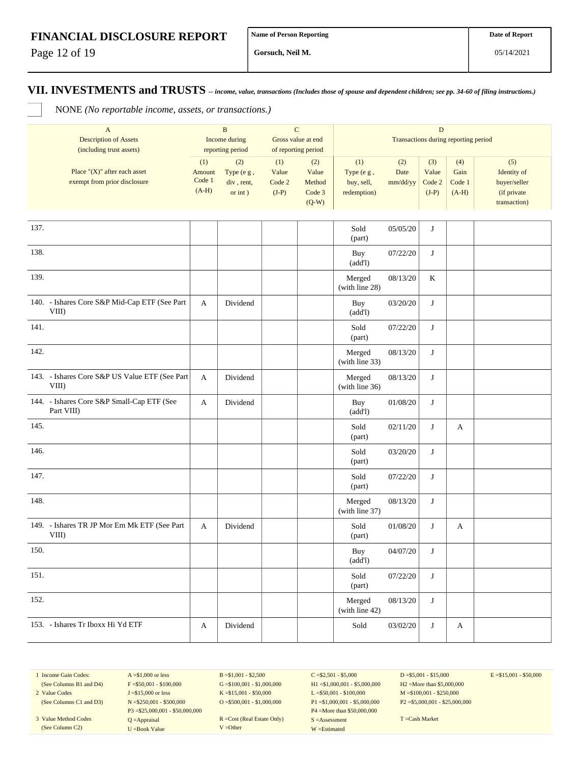# FINANCIAL DISCLOSURE REPORT

| Name of Person Reporting | Date of Report |
|---|---|
| Gorsuch, Neil M. | 05/14/2021 |

## VII. INVESTMENTS and TRUSTS *-- income, value, transactions (Includes those of spouse and dependent children; see pp. 34-60 of filing instructions.)*

☐ NONE *(No reportable income, assets, or transactions.)*

| A<br>Description of Assets<br>(including trust assets) | B<br>Income during<br>reporting period | | C<br>Gross value at end<br>of reporting period | | D<br>Transactions during reporting period | | | | |
|---|---|---|---|---|---|---|---|---|---|
| Place "(X)" after each asset exempt from prior disclosure | (1)<br>Amount<br>Code 1<br>(A-H) | (2)<br>Type (e g ,<br>div , rent,<br>or int ) | (1)<br>Value<br>Code 2<br>(J-P) | (2)<br>Value<br>Method<br>Code 3<br>(Q-W) | (1)<br>Type (e g ,<br>buy, sell,<br>redemption) | (2)<br>Date<br>mm/dd/yy | (3)<br>Value<br>Code 2<br>(J-P) | (4)<br>Gain<br>Code 1<br>(A-H) | (5)<br>Identity of<br>buyer/seller<br>(if private<br>transaction) |
| 137. | | | | | Sold (part) | 05/05/20 | J | | |
| 138. | | | | | Buy (add'l) | 07/22/20 | J | | |
| 139. | | | | | Merged (with line 28) | 08/13/20 | K | | |
| 140. - Ishares Core S&P Mid-Cap ETF (See Part VIII) | A | Dividend | | | Buy (add'l) | 03/20/20 | J | | |
| 141. | | | | | Sold (part) | 07/22/20 | J | | |
| 142. | | | | | Merged (with line 33) | 08/13/20 | J | | |
| 143. - Ishares Core S&P US Value ETF (See Part VIII) | A | Dividend | | | Merged (with line 36) | 08/13/20 | J | | |
| 144. - Ishares Core S&P Small-Cap ETF (See Part VIII) | A | Dividend | | | Buy (add'l) | 01/08/20 | J | | |
| 145. | | | | | Sold (part) | 02/11/20 | J | A | |
| 146. | | | | | Sold (part) | 03/20/20 | J | | |
| 147. | | | | | Sold (part) | 07/22/20 | J | | |
| 148. | | | | | Merged (with line 37) | 08/13/20 | J | | |
| 149. - Ishares TR JP Mor Em Mk ETF (See Part VIII) | A | Dividend | | | Sold (part) | 01/08/20 | J | A | |
| 150. | | | | | Buy (add'l) | 04/07/20 | J | | |
| 151. | | | | | Sold (part) | 07/22/20 | J | | |
| 152. | | | | | Merged (with line 42) | 08/13/20 | J | | |
| 153. - Ishares Tr Iboxx Hi Yd ETF | A | Dividend | | | Sold | 03/02/20 | J | A | |

| | | | | | |
|---|---|---|---|---|---|
| 1 Income Gain Codes: (See Columns B1 and D4) | A =$1,000 or less<br>F =$50,001 - $100,000 | B =$1,001 - $2,500<br>G =$100,001 - $1,000,000 | C =$2,501 - $5,000<br>H1 =$1,000,001 - $5,000,000 | D =$5,001 - $15,000<br>H2 =More than $5,000,000 | E =$15,001 - $50,000 |
| 2 Value Codes (See Columns C1 and D3) | J =$15,000 or less<br>N =$250,001 - $500,000<br>P3 =$25,000,001 - $50,000,000 | K =$15,001 - $50,000<br>O =$500,001 - $1,000,000 | L =$50,001 - $100,000<br>P1 =$1,000,001 - $5,000,000<br>P4 =More than $50,000,000 | M =$100,001 - $250,000<br>P2 =$5,000,001 - $25,000,000 | |
| 3 Value Method Codes (See Column C2) | Q =Appraisal<br>U =Book Value | R =Cost (Real Estate Only)<br>V =Other | S =Assessment<br>W =Estimated | T =Cash Market | |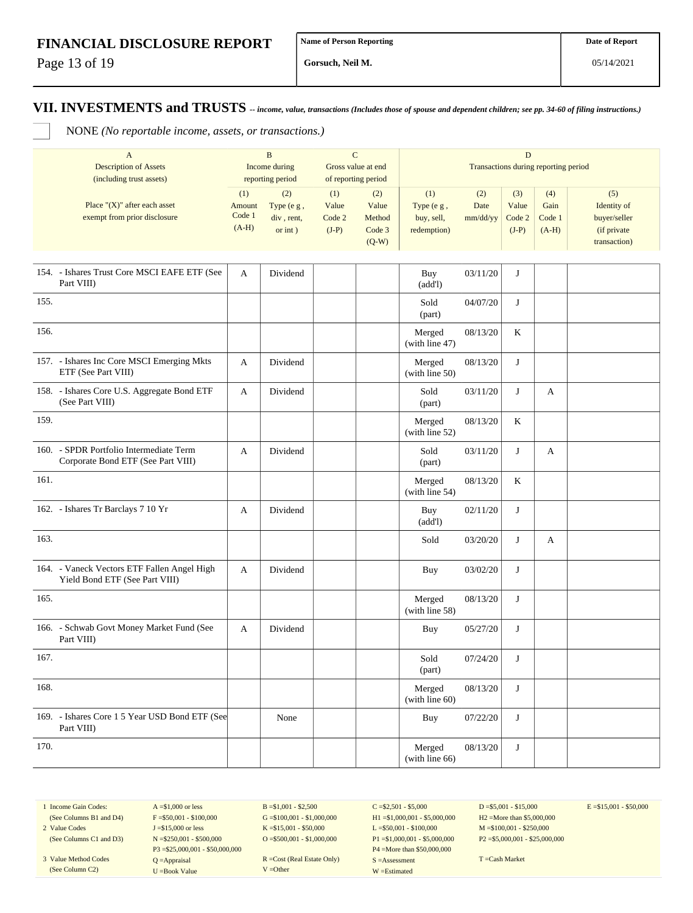| | | | | | | | | | |
|---|---|---|---|---|---|---|---|---|---|
| **Name of Person Reporting** | Gorsuch, Neil M. | | | | | | **Date of Report** | 05/14/2021 | |

## VII. INVESTMENTS and TRUSTS -- *income, value, transactions (Includes those of spouse and dependent children; see pp. 34-60 of filing instructions.)*

☐ NONE *(No reportable income, assets, or transactions.)*

| A<br>Description of Assets<br>(including trust assets) | B<br>Income during<br>reporting period | | C<br>Gross value at end<br>of reporting period | | D<br>Transactions during reporting period | | | | |
|---|---|---|---|---|---|---|---|---|---|
| Place "(X)" after each asset exempt from prior disclosure | (1)<br>Amount<br>Code 1<br>(A-H) | (2)<br>Type (e g ,<br>div , rent,<br>or int ) | (1)<br>Value<br>Code 2<br>(J-P) | (2)<br>Value<br>Method<br>Code 3<br>(Q-W) | (1)<br>Type (e g ,<br>buy, sell,<br>redemption) | (2)<br>Date<br>mm/dd/yy | (3)<br>Value<br>Code 2<br>(J-P) | (4)<br>Gain<br>Code 1<br>(A-H) | (5)<br>Identity of<br>buyer/seller<br>(if private<br>transaction) |
| 154. - Ishares Trust Core MSCI EAFE ETF (See Part VIII) | A | Dividend | | | Buy (add'l) | 03/11/20 | J | | |
| 155. | | | | | Sold (part) | 04/07/20 | J | | |
| 156. | | | | | Merged (with line 47) | 08/13/20 | K | | |
| 157. - Ishares Inc Core MSCI Emerging Mkts ETF (See Part VIII) | A | Dividend | | | Merged (with line 50) | 08/13/20 | J | | |
| 158. - Ishares Core U.S. Aggregate Bond ETF (See Part VIII) | A | Dividend | | | Sold (part) | 03/11/20 | J | A | |
| 159. | | | | | Merged (with line 52) | 08/13/20 | K | | |
| 160. - SPDR Portfolio Intermediate Term Corporate Bond ETF (See Part VIII) | A | Dividend | | | Sold (part) | 03/11/20 | J | A | |
| 161. | | | | | Merged (with line 54) | 08/13/20 | K | | |
| 162. - Ishares Tr Barclays 7 10 Yr | A | Dividend | | | Buy (add'l) | 02/11/20 | J | | |
| 163. | | | | | Sold | 03/20/20 | J | A | |
| 164. - Vaneck Vectors ETF Fallen Angel High Yield Bond ETF (See Part VIII) | A | Dividend | | | Buy | 03/02/20 | J | | |
| 165. | | | | | Merged (with line 58) | 08/13/20 | J | | |
| 166. - Schwab Govt Money Market Fund (See Part VIII) | A | Dividend | | | Buy | 05/27/20 | J | | |
| 167. | | | | | Sold (part) | 07/24/20 | J | | |
| 168. | | | | | Merged (with line 60) | 08/13/20 | J | | |
| 169. - Ishares Core 1 5 Year USD Bond ETF (See Part VIII) | | None | | | Buy | 07/22/20 | J | | |
| 170. | | | | | Merged (with line 66) | 08/13/20 | J | | |

| | | | | | |
|---|---|---|---|---|---|
| 1 Income Gain Codes: (See Columns B1 and D4) | A =$1,000 or less<br>F =$50,001 - $100,000 | B =$1,001 - $2,500<br>G =$100,001 - $1,000,000 | C =$2,501 - $5,000<br>H1 =$1,000,001 - $5,000,000 | D =$5,001 - $15,000<br>H2 =More than $5,000,000 | E =$15,001 - $50,000 |
| 2 Value Codes (See Columns C1 and D3) | J =$15,000 or less<br>N =$250,001 - $500,000<br>P3 =$25,000,001 - $50,000,000 | K =$15,001 - $50,000<br>O =$500,001 - $1,000,000 | L =$50,001 - $100,000<br>P1 =$1,000,001 - $5,000,000<br>P4 =More than $50,000,000 | M =$100,001 - $250,000<br>P2 =$5,000,001 - $25,000,000 | |
| 3 Value Method Codes (See Column C2) | Q =Appraisal<br>U =Book Value | R =Cost (Real Estate Only)<br>V =Other | S =Assessment<br>W =Estimated | T =Cash Market | |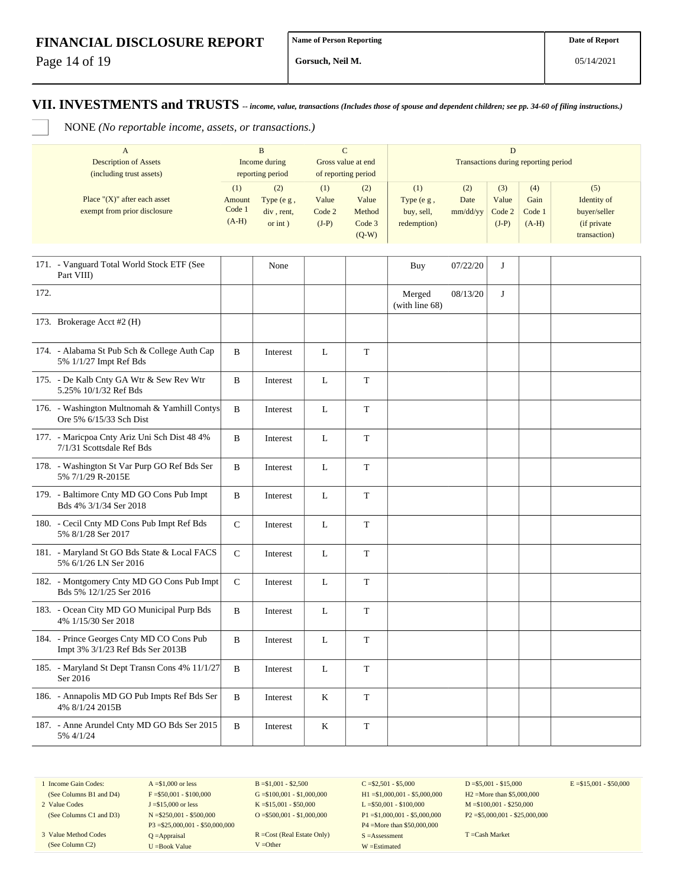| FINANCIAL DISCLOSURE REPORT | Name of Person Reporting | Date of Report |
|---|---|---|
| | Gorsuch, Neil M. | 05/14/2021 |

## VII. INVESTMENTS and TRUSTS -- *income, value, transactions (Includes those of spouse and dependent children; see pp. 34-60 of filing instructions.)*

☐ NONE *(No reportable income, assets, or transactions.)*

| A | B | | C | | D | | | | |
|---|---|---|---|---|---|---|---|---|---|
| Description of Assets (including trust assets) | Income during reporting period | | Gross value at end of reporting period | | Transactions during reporting period | | | | |
| Place "(X)" after each asset exempt from prior disclosure | (1) Amount Code 1 (A-H) | (2) Type (e g , div , rent, or int ) | (1) Value Code 2 (J-P) | (2) Value Method Code 3 (Q-W) | (1) Type (e g , buy, sell, redemption) | (2) Date mm/dd/yy | (3) Value Code 2 (J-P) | (4) Gain Code 1 (A-H) | (5) Identity of buyer/seller (if private transaction) |
| 171. - Vanguard Total World Stock ETF (See Part VIII) | | None | | | Buy | 07/22/20 | J | | |
| 172. | | | | | Merged (with line 68) | 08/13/20 | J | | |
| 173. Brokerage Acct #2 (H) | | | | | | | | | |
| 174. - Alabama St Pub Sch & College Auth Cap 5% 1/1/27 Impt Ref Bds | B | Interest | L | T | | | | | |
| 175. - De Kalb Cnty GA Wtr & Sew Rev Wtr 5.25% 10/1/32 Ref Bds | B | Interest | L | T | | | | | |
| 176. - Washington Multnomah & Yamhill Contys Ore 5% 6/15/33 Sch Dist | B | Interest | L | T | | | | | |
| 177. - Maricpoa Cnty Ariz Uni Sch Dist 48 4% 7/1/31 Scottsdale Ref Bds | B | Interest | L | T | | | | | |
| 178. - Washington St Var Purp GO Ref Bds Ser 5% 7/1/29 R-2015E | B | Interest | L | T | | | | | |
| 179. - Baltimore Cnty MD GO Cons Pub Impt Bds 4% 3/1/34 Ser 2018 | B | Interest | L | T | | | | | |
| 180. - Cecil Cnty MD Cons Pub Impt Ref Bds 5% 8/1/28 Ser 2017 | C | Interest | L | T | | | | | |
| 181. - Maryland St GO Bds State & Local FACS 5% 6/1/26 LN Ser 2016 | C | Interest | L | T | | | | | |
| 182. - Montgomery Cnty MD GO Cons Pub Impt Bds 5% 12/1/25 Ser 2016 | C | Interest | L | T | | | | | |
| 183. - Ocean City MD GO Municipal Purp Bds 4% 1/15/30 Ser 2018 | B | Interest | L | T | | | | | |
| 184. - Prince Georges Cnty MD CO Cons Pub Impt 3% 3/1/23 Ref Bds Ser 2013B | B | Interest | L | T | | | | | |
| 185. - Maryland St Dept Transn Cons 4% 11/1/27 Ser 2016 | B | Interest | L | T | | | | | |
| 186. - Annapolis MD GO Pub Impts Ref Bds Ser 4% 8/1/24 2015B | B | Interest | K | T | | | | | |
| 187. - Anne Arundel Cnty MD GO Bds Ser 2015 5% 4/1/24 | B | Interest | K | T | | | | | |

| | | | | | |
|---|---|---|---|---|---|
| 1 Income Gain Codes: (See Columns B1 and D4) | A =$1,000 or less | B =$1,001 - $2,500 | C =$2,501 - $5,000 | D =$5,001 - $15,000 | E =$15,001 - $50,000 |
| | F =$50,001 - $100,000 | G =$100,001 - $1,000,000 | H1 =$1,000,001 - $5,000,000 | H2 =More than $5,000,000 | |
| 2 Value Codes (See Columns C1 and D3) | J =$15,000 or less | K =$15,001 - $50,000 | L =$50,001 - $100,000 | M =$100,001 - $250,000 | |
| | N =$250,001 - $500,000 | O =$500,001 - $1,000,000 | P1 =$1,000,001 - $5,000,000 | P2 =$5,000,001 - $25,000,000 | |
| | P3 =$25,000,001 - $50,000,000 | | P4 =More than $50,000,000 | | |
| 3 Value Method Codes (See Column C2) | Q =Appraisal | R =Cost (Real Estate Only) | S =Assessment | T =Cash Market | |
| | U =Book Value | V =Other | W =Estimated | | |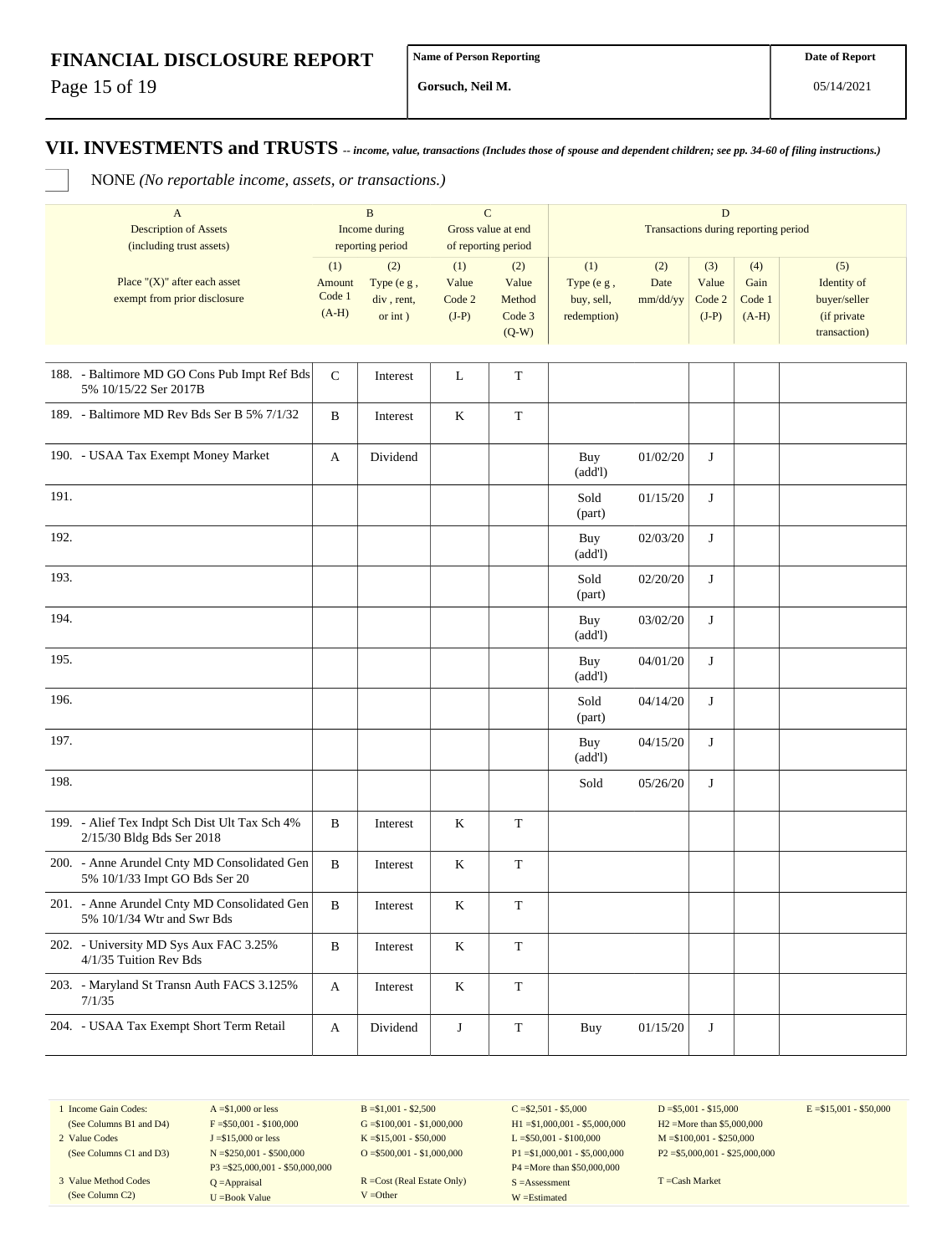**FINANCIAL DISCLOSURE REPORT**

| Name of Person Reporting | Date of Report |
|---|---|
| Gorsuch, Neil M. | 05/14/2021 |

## VII. INVESTMENTS and TRUSTS -- *income, value, transactions (Includes those of spouse and dependent children; see pp. 34-60 of filing instructions.)*

☐ NONE *(No reportable income, assets, or transactions.)*

| A Description of Assets (including trust assets) | B Income during reporting period | | C Gross value at end of reporting period | | D Transactions during reporting period | | | | |
|---|---|---|---|---|---|---|---|---|---|
| Place "(X)" after each asset exempt from prior disclosure | (1) Amount Code 1 (A-H) | (2) Type (e g , div , rent, or int ) | (1) Value Code 2 (J-P) | (2) Value Method Code 3 (Q-W) | (1) Type (e g , buy, sell, redemption) | (2) Date mm/dd/yy | (3) Value Code 2 (J-P) | (4) Gain Code 1 (A-H) | (5) Identity of buyer/seller (if private transaction) |
| 188. - Baltimore MD GO Cons Pub Impt Ref Bds 5% 10/15/22 Ser 2017B | C | Interest | L | T | | | | | |
| 189. - Baltimore MD Rev Bds Ser B 5% 7/1/32 | B | Interest | K | T | | | | | |
| 190. - USAA Tax Exempt Money Market | A | Dividend | | | Buy (add'l) | 01/02/20 | J | | |
| 191. | | | | | Sold (part) | 01/15/20 | J | | |
| 192. | | | | | Buy (add'l) | 02/03/20 | J | | |
| 193. | | | | | Sold (part) | 02/20/20 | J | | |
| 194. | | | | | Buy (add'l) | 03/02/20 | J | | |
| 195. | | | | | Buy (add'l) | 04/01/20 | J | | |
| 196. | | | | | Sold (part) | 04/14/20 | J | | |
| 197. | | | | | Buy (add'l) | 04/15/20 | J | | |
| 198. | | | | | Sold | 05/26/20 | J | | |
| 199. - Alief Tex Indpt Sch Dist Ult Tax Sch 4% 2/15/30 Bldg Bds Ser 2018 | B | Interest | K | T | | | | | |
| 200. - Anne Arundel Cnty MD Consolidated Gen 5% 10/1/33 Impt GO Bds Ser 20 | B | Interest | K | T | | | | | |
| 201. - Anne Arundel Cnty MD Consolidated Gen 5% 10/1/34 Wtr and Swr Bds | B | Interest | K | T | | | | | |
| 202. - University MD Sys Aux FAC 3.25% 4/1/35 Tuition Rev Bds | B | Interest | K | T | | | | | |
| 203. - Maryland St Transn Auth FACS 3.125% 7/1/35 | A | Interest | K | T | | | | | |
| 204. - USAA Tax Exempt Short Term Retail | A | Dividend | J | T | Buy | 01/15/20 | J | | |

| | | | | | |
|---|---|---|---|---|---|
| 1 Income Gain Codes: (See Columns B1 and D4) | A =$1,000 or less | B =$1,001 - $2,500 | C =$2,501 - $5,000 | D =$5,001 - $15,000 | E =$15,001 - $50,000 |
| | F =$50,001 - $100,000 | G =$100,001 - $1,000,000 | H1 =$1,000,001 - $5,000,000 | H2 =More than $5,000,000 | |
| 2 Value Codes (See Columns C1 and D3) | J =$15,000 or less | K =$15,001 - $50,000 | L =$50,001 - $100,000 | M =$100,001 - $250,000 | |
| | N =$250,001 - $500,000 | O =$500,001 - $1,000,000 | P1 =$1,000,001 - $5,000,000 | P2 =$5,000,001 - $25,000,000 | |
| | P3 =$25,000,001 - $50,000,000 | | P4 =More than $50,000,000 | | |
| 3 Value Method Codes (See Column C2) | Q =Appraisal | R =Cost (Real Estate Only) | S =Assessment | T =Cash Market | |
| | U =Book Value | V =Other | W =Estimated | | |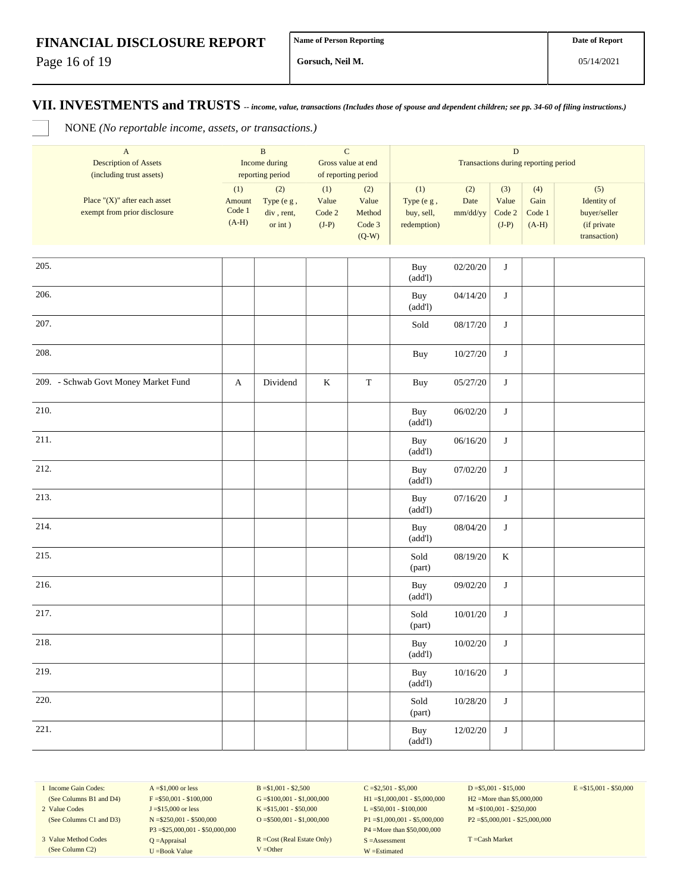# FINANCIAL DISCLOSURE REPORT

| Name of Person Reporting | Date of Report |
|---|---|
| Gorsuch, Neil M. | 05/14/2021 |

## VII. INVESTMENTS and TRUSTS -- *income, value, transactions (Includes those of spouse and dependent children; see pp. 34-60 of filing instructions.)*

☐ NONE *(No reportable income, assets, or transactions.)*

| A Description of Assets (including trust assets) | B Income during reporting period | | C Gross value at end of reporting period | | D Transactions during reporting period | | | | |
|---|---|---|---|---|---|---|---|---|---|
| Place "(X)" after each asset exempt from prior disclosure | (1) Amount Code 1 (A-H) | (2) Type (e g , div , rent, or int ) | (1) Value Code 2 (J-P) | (2) Value Method Code 3 (Q-W) | (1) Type (e g , buy, sell, redemption) | (2) Date mm/dd/yy | (3) Value Code 2 (J-P) | (4) Gain Code 1 (A-H) | (5) Identity of buyer/seller (if private transaction) |
| 205. | | | | | Buy (add'l) | 02/20/20 | J | | |
| 206. | | | | | Buy (add'l) | 04/14/20 | J | | |
| 207. | | | | | Sold | 08/17/20 | J | | |
| 208. | | | | | Buy | 10/27/20 | J | | |
| 209. - Schwab Govt Money Market Fund | A | Dividend | K | T | Buy | 05/27/20 | J | | |
| 210. | | | | | Buy (add'l) | 06/02/20 | J | | |
| 211. | | | | | Buy (add'l) | 06/16/20 | J | | |
| 212. | | | | | Buy (add'l) | 07/02/20 | J | | |
| 213. | | | | | Buy (add'l) | 07/16/20 | J | | |
| 214. | | | | | Buy (add'l) | 08/04/20 | J | | |
| 215. | | | | | Sold (part) | 08/19/20 | K | | |
| 216. | | | | | Buy (add'l) | 09/02/20 | J | | |
| 217. | | | | | Sold (part) | 10/01/20 | J | | |
| 218. | | | | | Buy (add'l) | 10/02/20 | J | | |
| 219. | | | | | Buy (add'l) | 10/16/20 | J | | |
| 220. | | | | | Sold (part) | 10/28/20 | J | | |
| 221. | | | | | Buy (add'l) | 12/02/20 | J | | |

1 Income Gain Codes: (See Columns B1 and D4) — A =$1,000 or less; B =$1,001 - $2,500; C =$2,501 - $5,000; D =$5,001 - $15,000; E =$15,001 - $50,000; F =$50,001 - $100,000; G =$100,001 - $1,000,000; H1 =$1,000,001 - $5,000,000; H2 =More than $5,000,000

2 Value Codes (See Columns C1 and D3) — J =$15,000 or less; K =$15,001 - $50,000; L =$50,001 - $100,000; M =$100,001 - $250,000; N =$250,001 - $500,000; O =$500,001 - $1,000,000; P1 =$1,000,001 - $5,000,000; P2 =$5,000,001 - $25,000,000; P3 =$25,000,001 - $50,000,000; P4 =More than $50,000,000

3 Value Method Codes (See Column C2) — Q =Appraisal; R =Cost (Real Estate Only); S =Assessment; T =Cash Market; U =Book Value; V =Other; W =Estimated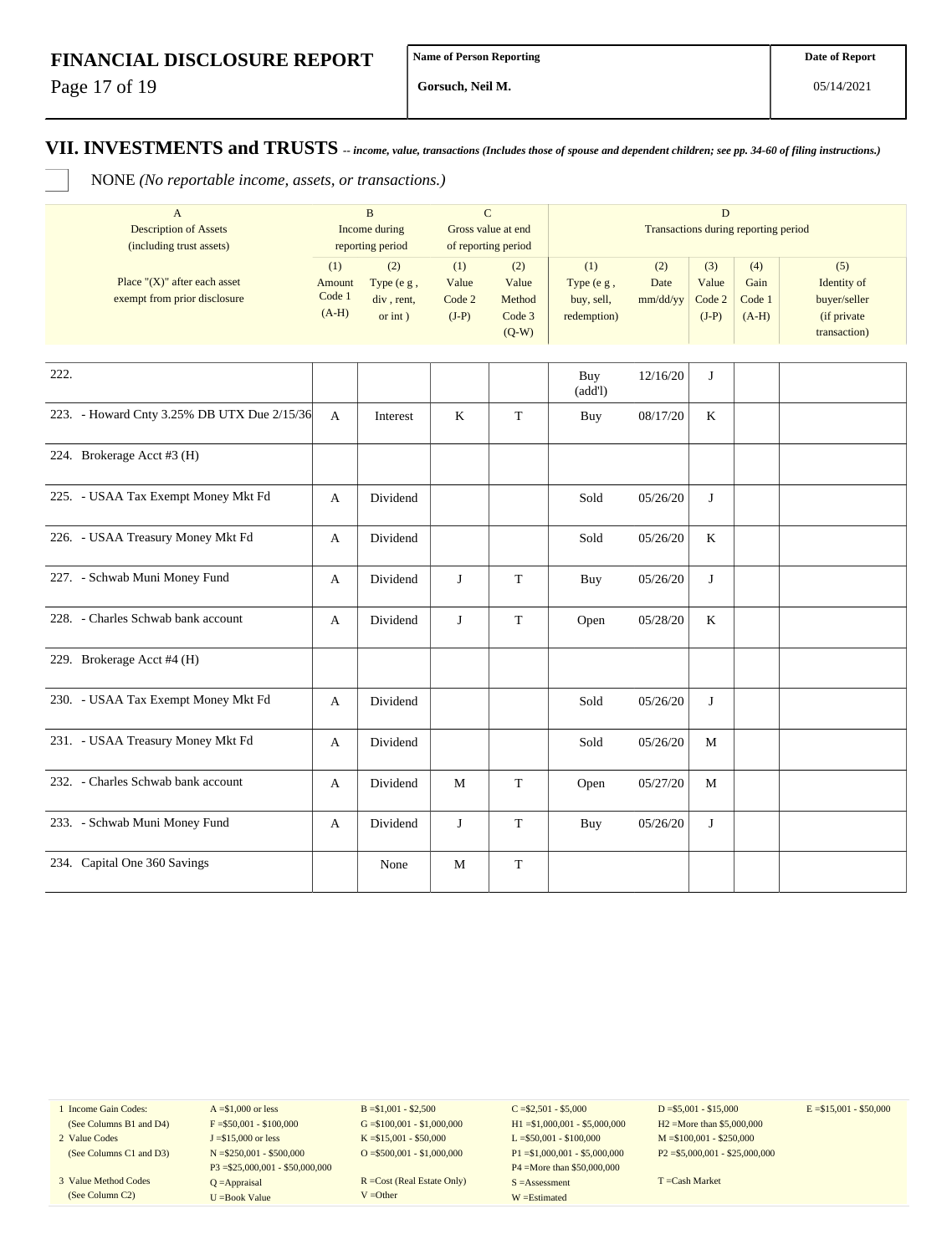# FINANCIAL DISCLOSURE REPORT

| Name of Person Reporting | Date of Report |
|---|---|
| Gorsuch, Neil M. | 05/14/2021 |

## VII. INVESTMENTS and TRUSTS *-- income, value, transactions (Includes those of spouse and dependent children; see pp. 34-60 of filing instructions.)*

☐ NONE *(No reportable income, assets, or transactions.)*

| A | B | | C | | D | | | | |
|---|---|---|---|---|---|---|---|---|---|
| Description of Assets (including trust assets) | Income during reporting period | | Gross value at end of reporting period | | Transactions during reporting period | | | | |
| Place "(X)" after each asset exempt from prior disclosure | (1) Amount Code 1 (A-H) | (2) Type (e g , div , rent, or int ) | (1) Value Code 2 (J-P) | (2) Value Method Code 3 (Q-W) | (1) Type (e g , buy, sell, redemption) | (2) Date mm/dd/yy | (3) Value Code 2 (J-P) | (4) Gain Code 1 (A-H) | (5) Identity of buyer/seller (if private transaction) |
| 222. | | | | | Buy (add'l) | 12/16/20 | J | | |
| 223. - Howard Cnty 3.25% DB UTX Due 2/15/36 | A | Interest | K | T | Buy | 08/17/20 | K | | |
| 224. Brokerage Acct #3 (H) | | | | | | | | | |
| 225. - USAA Tax Exempt Money Mkt Fd | A | Dividend | | | Sold | 05/26/20 | J | | |
| 226. - USAA Treasury Money Mkt Fd | A | Dividend | | | Sold | 05/26/20 | K | | |
| 227. - Schwab Muni Money Fund | A | Dividend | J | T | Buy | 05/26/20 | J | | |
| 228. - Charles Schwab bank account | A | Dividend | J | T | Open | 05/28/20 | K | | |
| 229. Brokerage Acct #4 (H) | | | | | | | | | |
| 230. - USAA Tax Exempt Money Mkt Fd | A | Dividend | | | Sold | 05/26/20 | J | | |
| 231. - USAA Treasury Money Mkt Fd | A | Dividend | | | Sold | 05/26/20 | M | | |
| 232. - Charles Schwab bank account | A | Dividend | M | T | Open | 05/27/20 | M | | |
| 233. - Schwab Muni Money Fund | A | Dividend | J | T | Buy | 05/26/20 | J | | |
| 234. Capital One 360 Savings | | None | M | T | | | | | |

| | | | | | |
|---|---|---|---|---|---|
| 1 Income Gain Codes: (See Columns B1 and D4) | A =$1,000 or less | B =$1,001 - $2,500 | C =$2,501 - $5,000 | D =$5,001 - $15,000 | E =$15,001 - $50,000 |
| | F =$50,001 - $100,000 | G =$100,001 - $1,000,000 | H1 =$1,000,001 - $5,000,000 | H2 =More than $5,000,000 | |
| 2 Value Codes (See Columns C1 and D3) | J =$15,000 or less | K =$15,001 - $50,000 | L =$50,001 - $100,000 | M =$100,001 - $250,000 | |
| | N =$250,001 - $500,000 | O =$500,001 - $1,000,000 | P1 =$1,000,001 - $5,000,000 | P2 =$5,000,001 - $25,000,000 | |
| | P3 =$25,000,001 - $50,000,000 | | P4 =More than $50,000,000 | | |
| 3 Value Method Codes (See Column C2) | Q =Appraisal | R =Cost (Real Estate Only) | S =Assessment | T =Cash Market | |
| | U =Book Value | V =Other | W =Estimated | | |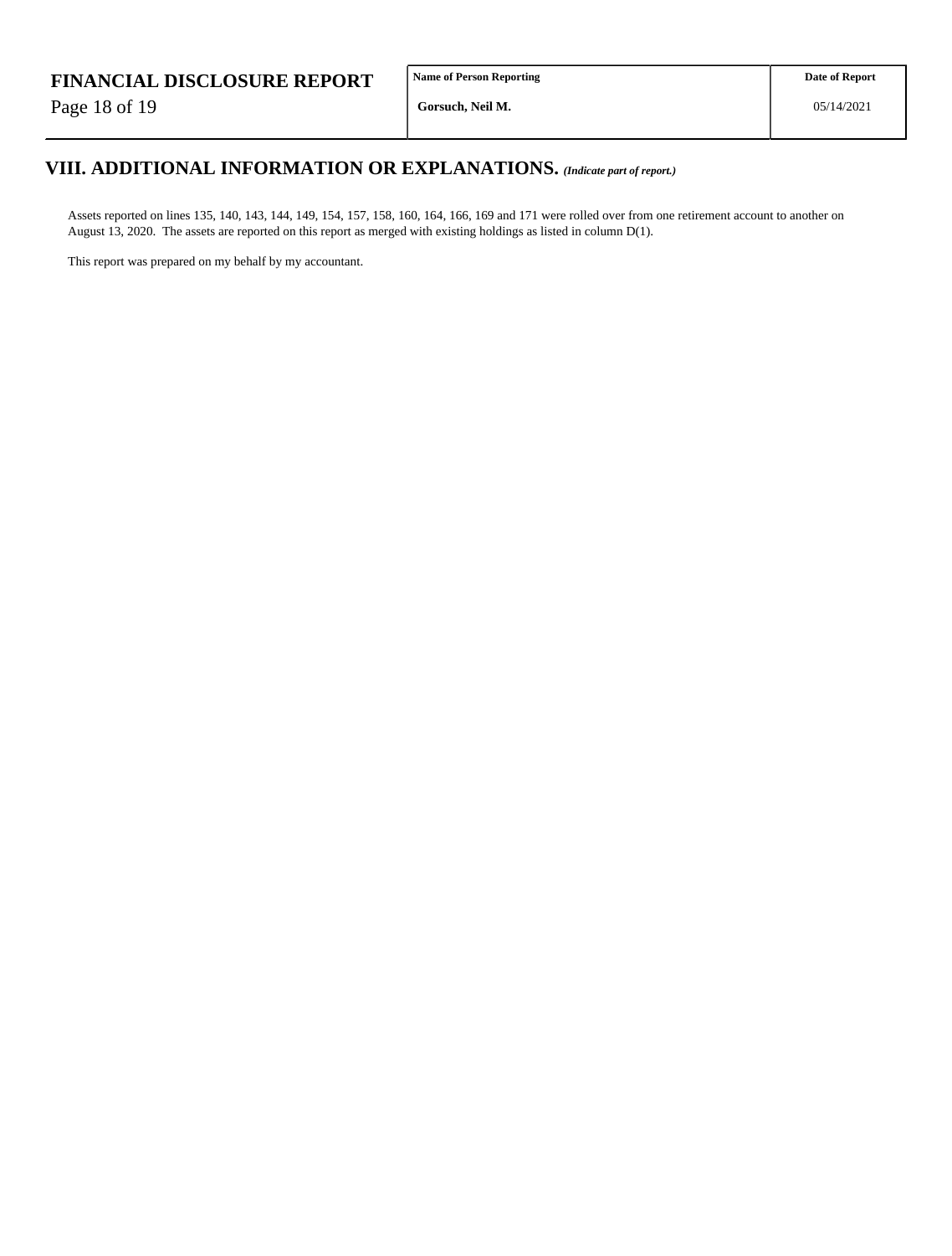## VIII. ADDITIONAL INFORMATION OR EXPLANATIONS. *(Indicate part of report.)*

Assets reported on lines 135, 140, 143, 144, 149, 154, 157, 158, 160, 164, 166, 169 and 171 were rolled over from one retirement account to another on August 13, 2020. The assets are reported on this report as merged with existing holdings as listed in column D(1).

This report was prepared on my behalf by my accountant.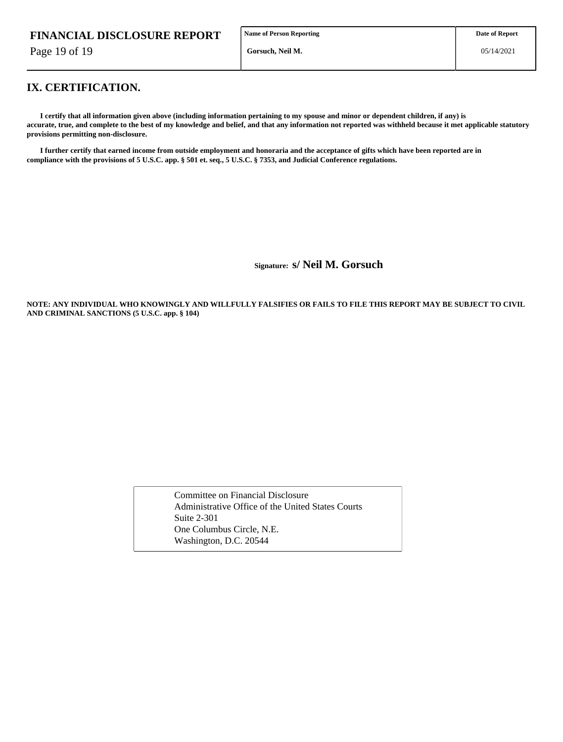## IX. CERTIFICATION.

**I certify that all information given above (including information pertaining to my spouse and minor or dependent children, if any) is accurate, true, and complete to the best of my knowledge and belief, and that any information not reported was withheld because it met applicable statutory provisions permitting non-disclosure.**

**I further certify that earned income from outside employment and honoraria and the acceptance of gifts which have been reported are in compliance with the provisions of 5 U.S.C. app. § 501 et. seq., 5 U.S.C. § 7353, and Judicial Conference regulations.**

**Signature: s/ Neil M. Gorsuch**

**NOTE: ANY INDIVIDUAL WHO KNOWINGLY AND WILLFULLY FALSIFIES OR FAILS TO FILE THIS REPORT MAY BE SUBJECT TO CIVIL AND CRIMINAL SANCTIONS (5 U.S.C. app. § 104)**

Committee on Financial Disclosure
Administrative Office of the United States Courts
Suite 2-301
One Columbus Circle, N.E.
Washington, D.C. 20544